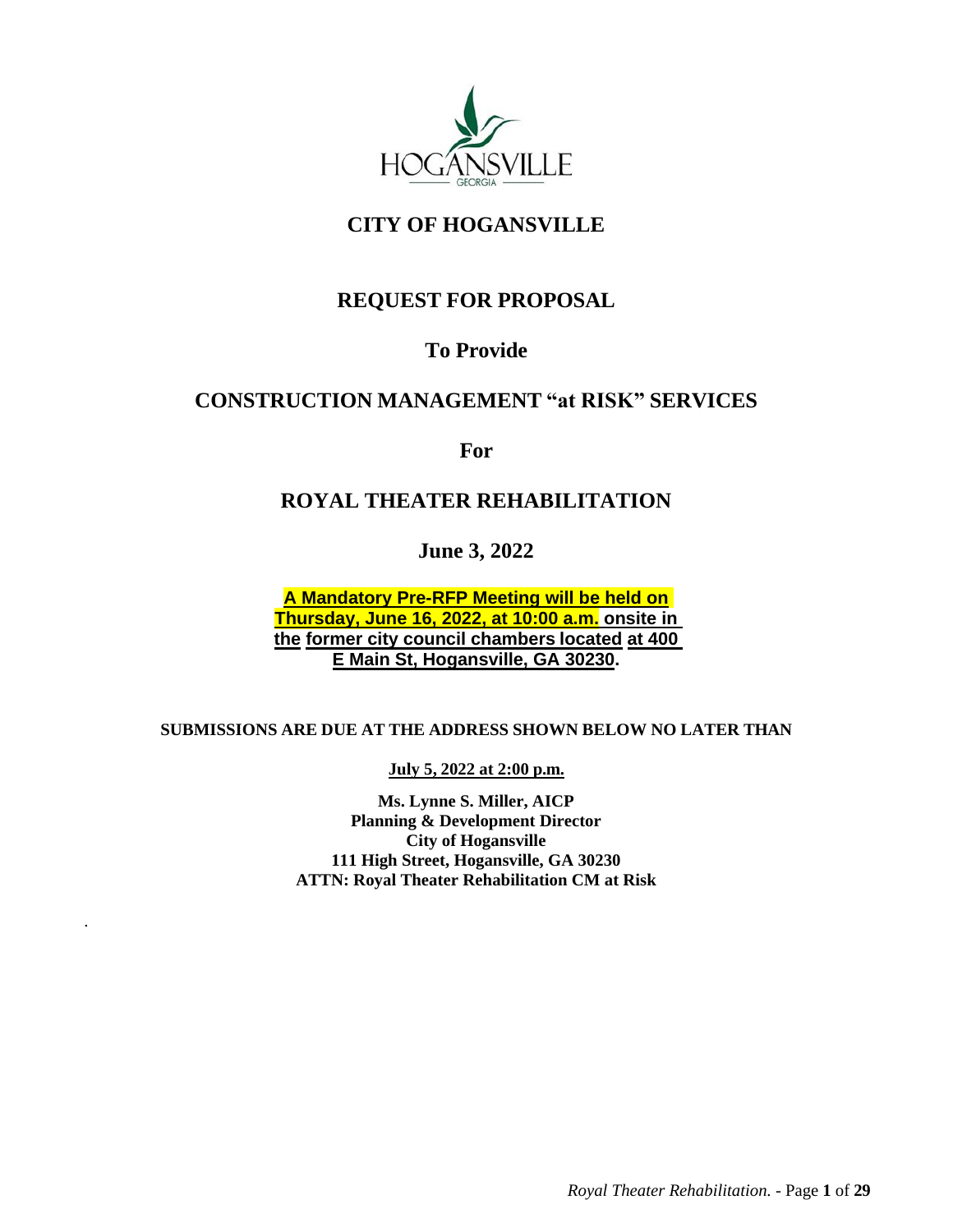HOGANSVILLE

GEORGIA

# CITY OF HOGANSVILLE

## REQUEST FOR PROPOSAL

## To Provide

## CONSTRUCTION MANAGEMENT "at RISK" SERVICES

## For

## ROYAL THEATER REHABILITATION

## June 3, 2022

**A Mandatory Pre-RFP Meeting will be held on Thursday, June 16, 2022, at 10:00 a.m. onsite in the former city council chambers located at 400 E Main St, Hogansville, GA 30230.**

**SUBMISSIONS ARE DUE AT THE ADDRESS SHOWN BELOW NO LATER THAN**

**July 5, 2022 at 2:00 p.m.**

**Ms. Lynne S. Miller, AICP**
**Planning & Development Director**
**City of Hogansville**
**111 High Street, Hogansville, GA 30230**
**ATTN: Royal Theater Rehabilitation CM at Risk**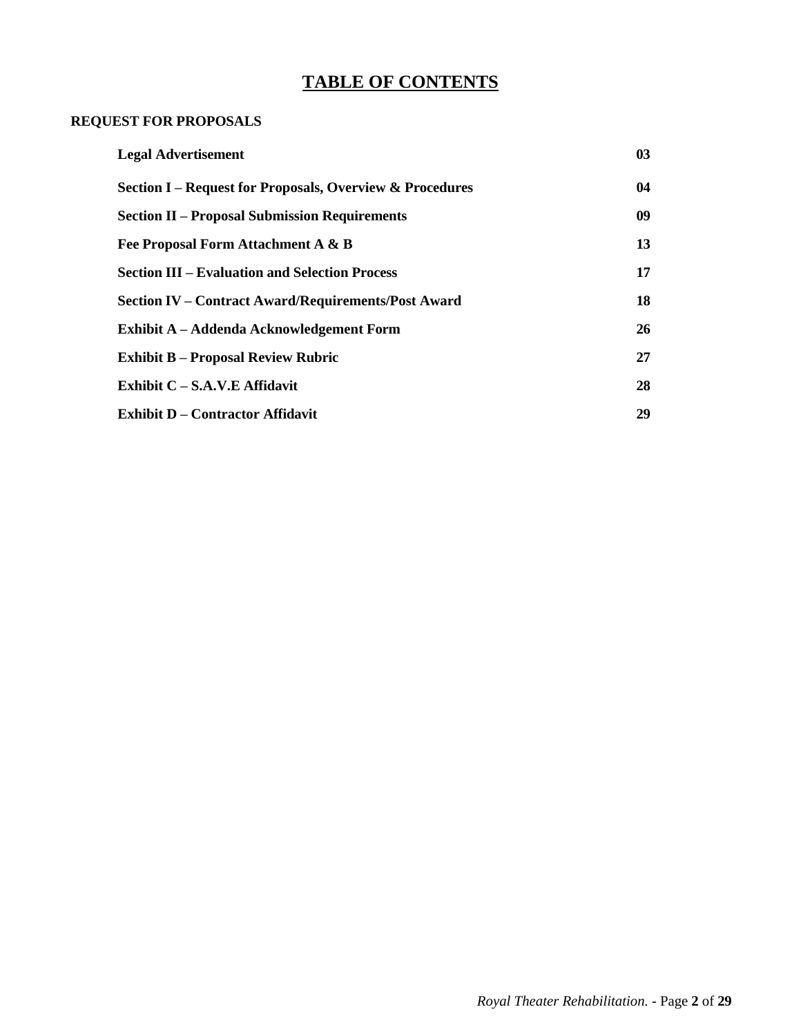# TABLE OF CONTENTS

**REQUEST FOR PROPOSALS**

| | |
|---|---|
| **Legal Advertisement** | **03** |
| **Section I – Request for Proposals, Overview & Procedures** | **04** |
| **Section II – Proposal Submission Requirements** | **09** |
| **Fee Proposal Form Attachment A & B** | **13** |
| **Section III – Evaluation and Selection Process** | **17** |
| **Section IV – Contract Award/Requirements/Post Award** | **18** |
| **Exhibit A – Addenda Acknowledgement Form** | **26** |
| **Exhibit B – Proposal Review Rubric** | **27** |
| **Exhibit C – S.A.V.E Affidavit** | **28** |
| **Exhibit D – Contractor Affidavit** | **29** |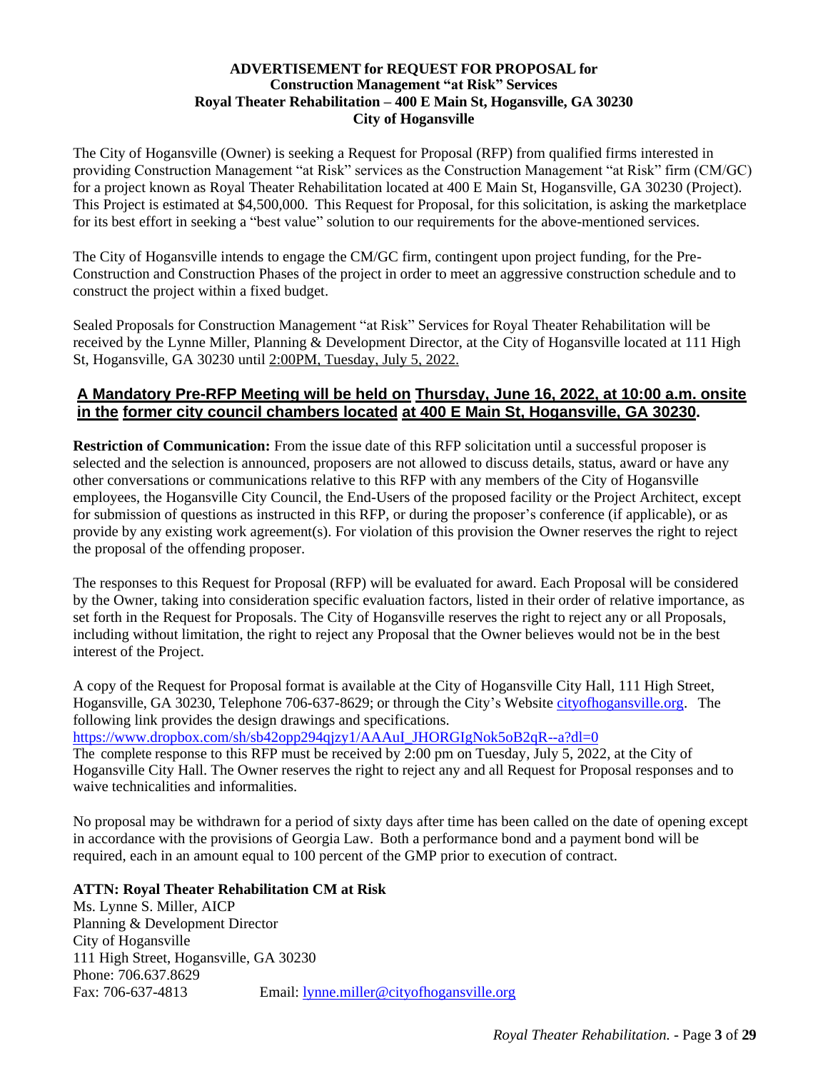**ADVERTISEMENT for REQUEST FOR PROPOSAL for**
**Construction Management "at Risk" Services**
**Royal Theater Rehabilitation – 400 E Main St, Hogansville, GA 30230**
**City of Hogansville**

The City of Hogansville (Owner) is seeking a Request for Proposal (RFP) from qualified firms interested in providing Construction Management "at Risk" services as the Construction Management "at Risk" firm (CM/GC) for a project known as Royal Theater Rehabilitation located at 400 E Main St, Hogansville, GA 30230 (Project). This Project is estimated at $4,500,000. This Request for Proposal, for this solicitation, is asking the marketplace for its best effort in seeking a "best value" solution to our requirements for the above-mentioned services.

The City of Hogansville intends to engage the CM/GC firm, contingent upon project funding, for the Pre-Construction and Construction Phases of the project in order to meet an aggressive construction schedule and to construct the project within a fixed budget.

Sealed Proposals for Construction Management "at Risk" Services for Royal Theater Rehabilitation will be received by the Lynne Miller, Planning & Development Director, at the City of Hogansville located at 111 High St, Hogansville, GA 30230 until 2:00PM, Tuesday, July 5, 2022.

**A Mandatory Pre-RFP Meeting will be held on Thursday, June 16, 2022, at 10:00 a.m. onsite in the former city council chambers located at 400 E Main St, Hogansville, GA 30230.**

**Restriction of Communication:** From the issue date of this RFP solicitation until a successful proposer is selected and the selection is announced, proposers are not allowed to discuss details, status, award or have any other conversations or communications relative to this RFP with any members of the City of Hogansville employees, the Hogansville City Council, the End-Users of the proposed facility or the Project Architect, except for submission of questions as instructed in this RFP, or during the proposer's conference (if applicable), or as provide by any existing work agreement(s). For violation of this provision the Owner reserves the right to reject the proposal of the offending proposer.

The responses to this Request for Proposal (RFP) will be evaluated for award. Each Proposal will be considered by the Owner, taking into consideration specific evaluation factors, listed in their order of relative importance, as set forth in the Request for Proposals. The City of Hogansville reserves the right to reject any or all Proposals, including without limitation, the right to reject any Proposal that the Owner believes would not be in the best interest of the Project.

A copy of the Request for Proposal format is available at the City of Hogansville City Hall, 111 High Street, Hogansville, GA 30230, Telephone 706-637-8629; or through the City's Website cityofhogansville.org. The following link provides the design drawings and specifications.
https://www.dropbox.com/sh/sb42opp294qjzy1/AAAuI_JHORGIgNok5oB2qR--a?dl=0
The complete response to this RFP must be received by 2:00 pm on Tuesday, July 5, 2022, at the City of Hogansville City Hall. The Owner reserves the right to reject any and all Request for Proposal responses and to waive technicalities and informalities.

No proposal may be withdrawn for a period of sixty days after time has been called on the date of opening except in accordance with the provisions of Georgia Law. Both a performance bond and a payment bond will be required, each in an amount equal to 100 percent of the GMP prior to execution of contract.

**ATTN: Royal Theater Rehabilitation CM at Risk**
Ms. Lynne S. Miller, AICP
Planning & Development Director
City of Hogansville
111 High Street, Hogansville, GA 30230
Phone: 706.637.8629
Fax: 706-637-4813 Email: lynne.miller@cityofhogansville.org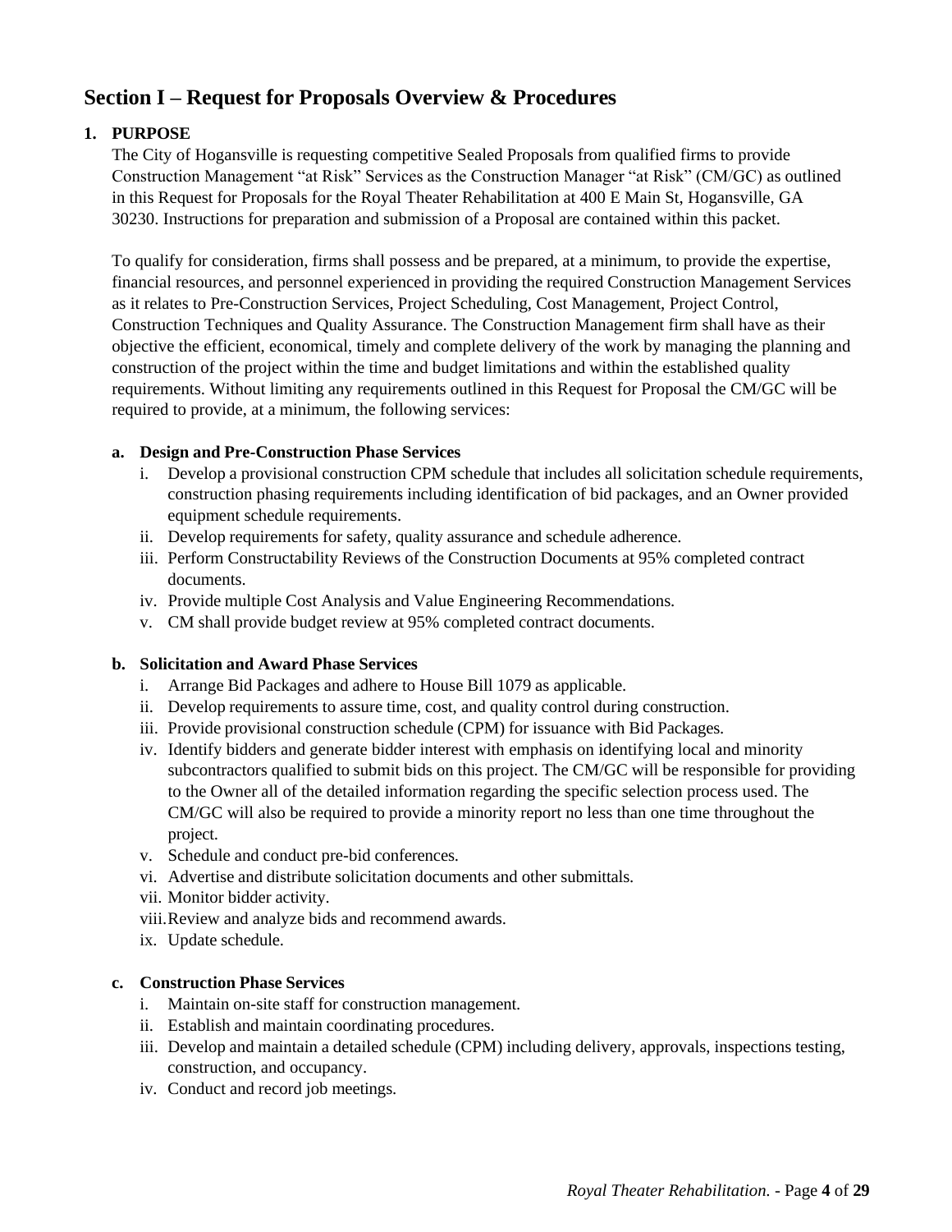## Section I – Request for Proposals Overview & Procedures

**1. PURPOSE**

The City of Hogansville is requesting competitive Sealed Proposals from qualified firms to provide Construction Management "at Risk" Services as the Construction Manager "at Risk" (CM/GC) as outlined in this Request for Proposals for the Royal Theater Rehabilitation at 400 E Main St, Hogansville, GA 30230. Instructions for preparation and submission of a Proposal are contained within this packet.

To qualify for consideration, firms shall possess and be prepared, at a minimum, to provide the expertise, financial resources, and personnel experienced in providing the required Construction Management Services as it relates to Pre-Construction Services, Project Scheduling, Cost Management, Project Control, Construction Techniques and Quality Assurance. The Construction Management firm shall have as their objective the efficient, economical, timely and complete delivery of the work by managing the planning and construction of the project within the time and budget limitations and within the established quality requirements. Without limiting any requirements outlined in this Request for Proposal the CM/GC will be required to provide, at a minimum, the following services:

**a. Design and Pre-Construction Phase Services**

- i. Develop a provisional construction CPM schedule that includes all solicitation schedule requirements, construction phasing requirements including identification of bid packages, and an Owner provided equipment schedule requirements.
- ii. Develop requirements for safety, quality assurance and schedule adherence.
- iii. Perform Constructability Reviews of the Construction Documents at 95% completed contract documents.
- iv. Provide multiple Cost Analysis and Value Engineering Recommendations.
- v. CM shall provide budget review at 95% completed contract documents.

**b. Solicitation and Award Phase Services**

- i. Arrange Bid Packages and adhere to House Bill 1079 as applicable.
- ii. Develop requirements to assure time, cost, and quality control during construction.
- iii. Provide provisional construction schedule (CPM) for issuance with Bid Packages.
- iv. Identify bidders and generate bidder interest with emphasis on identifying local and minority subcontractors qualified to submit bids on this project. The CM/GC will be responsible for providing to the Owner all of the detailed information regarding the specific selection process used. The CM/GC will also be required to provide a minority report no less than one time throughout the project.
- v. Schedule and conduct pre-bid conferences.
- vi. Advertise and distribute solicitation documents and other submittals.
- vii. Monitor bidder activity.
- viii. Review and analyze bids and recommend awards.
- ix. Update schedule.

**c. Construction Phase Services**

- i. Maintain on-site staff for construction management.
- ii. Establish and maintain coordinating procedures.
- iii. Develop and maintain a detailed schedule (CPM) including delivery, approvals, inspections testing, construction, and occupancy.
- iv. Conduct and record job meetings.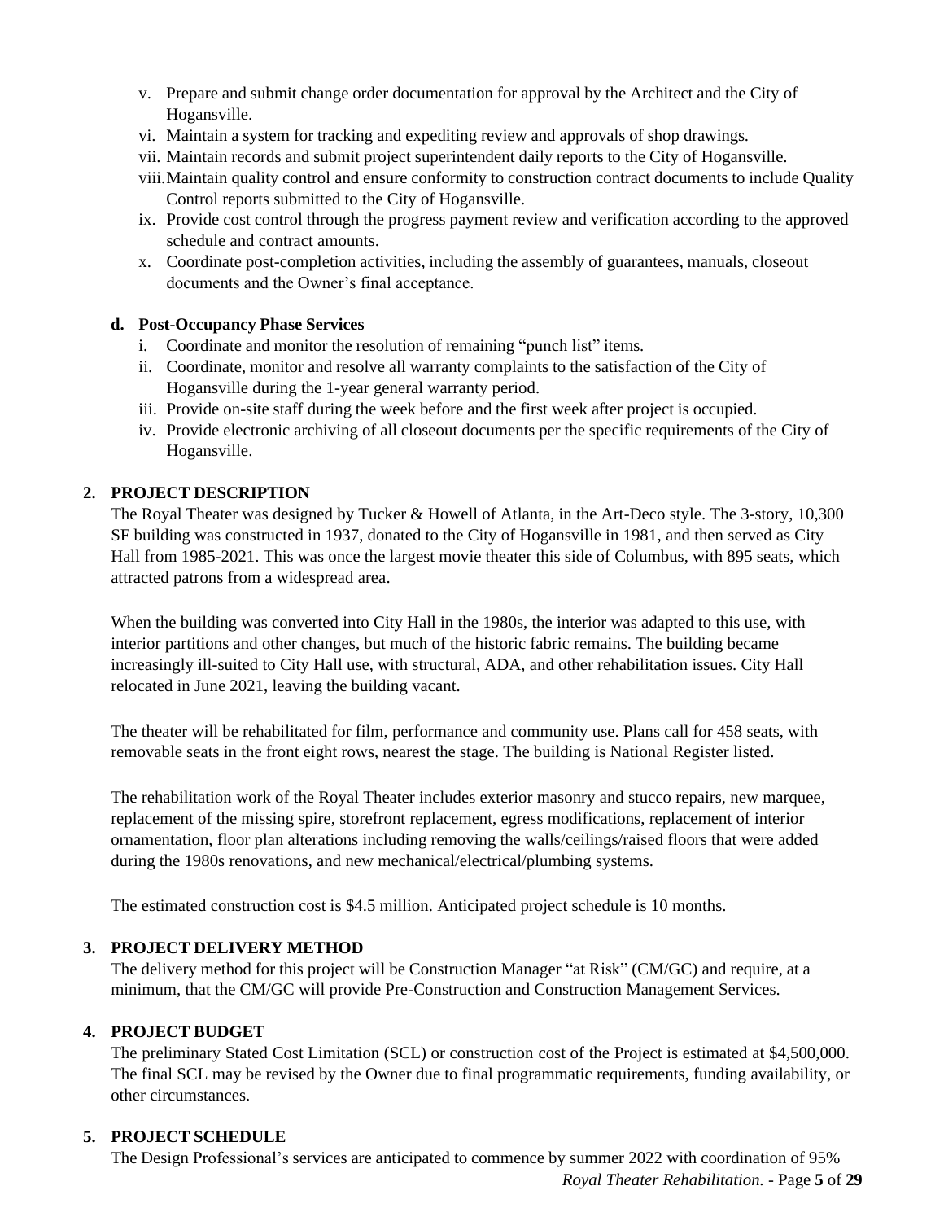v. Prepare and submit change order documentation for approval by the Architect and the City of Hogansville.
vi. Maintain a system for tracking and expediting review and approvals of shop drawings.
vii. Maintain records and submit project superintendent daily reports to the City of Hogansville.
viii. Maintain quality control and ensure conformity to construction contract documents to include Quality Control reports submitted to the City of Hogansville.
ix. Provide cost control through the progress payment review and verification according to the approved schedule and contract amounts.
x. Coordinate post-completion activities, including the assembly of guarantees, manuals, closeout documents and the Owner's final acceptance.

**d. Post-Occupancy Phase Services**

i. Coordinate and monitor the resolution of remaining "punch list" items.
ii. Coordinate, monitor and resolve all warranty complaints to the satisfaction of the City of Hogansville during the 1-year general warranty period.
iii. Provide on-site staff during the week before and the first week after project is occupied.
iv. Provide electronic archiving of all closeout documents per the specific requirements of the City of Hogansville.

## 2. PROJECT DESCRIPTION

The Royal Theater was designed by Tucker & Howell of Atlanta, in the Art-Deco style. The 3-story, 10,300 SF building was constructed in 1937, donated to the City of Hogansville in 1981, and then served as City Hall from 1985-2021. This was once the largest movie theater this side of Columbus, with 895 seats, which attracted patrons from a widespread area.

When the building was converted into City Hall in the 1980s, the interior was adapted to this use, with interior partitions and other changes, but much of the historic fabric remains. The building became increasingly ill-suited to City Hall use, with structural, ADA, and other rehabilitation issues. City Hall relocated in June 2021, leaving the building vacant.

The theater will be rehabilitated for film, performance and community use. Plans call for 458 seats, with removable seats in the front eight rows, nearest the stage. The building is National Register listed.

The rehabilitation work of the Royal Theater includes exterior masonry and stucco repairs, new marquee, replacement of the missing spire, storefront replacement, egress modifications, replacement of interior ornamentation, floor plan alterations including removing the walls/ceilings/raised floors that were added during the 1980s renovations, and new mechanical/electrical/plumbing systems.

The estimated construction cost is $4.5 million. Anticipated project schedule is 10 months.

## 3. PROJECT DELIVERY METHOD

The delivery method for this project will be Construction Manager "at Risk" (CM/GC) and require, at a minimum, that the CM/GC will provide Pre-Construction and Construction Management Services.

## 4. PROJECT BUDGET

The preliminary Stated Cost Limitation (SCL) or construction cost of the Project is estimated at $4,500,000. The final SCL may be revised by the Owner due to final programmatic requirements, funding availability, or other circumstances.

## 5. PROJECT SCHEDULE

The Design Professional's services are anticipated to commence by summer 2022 with coordination of 95%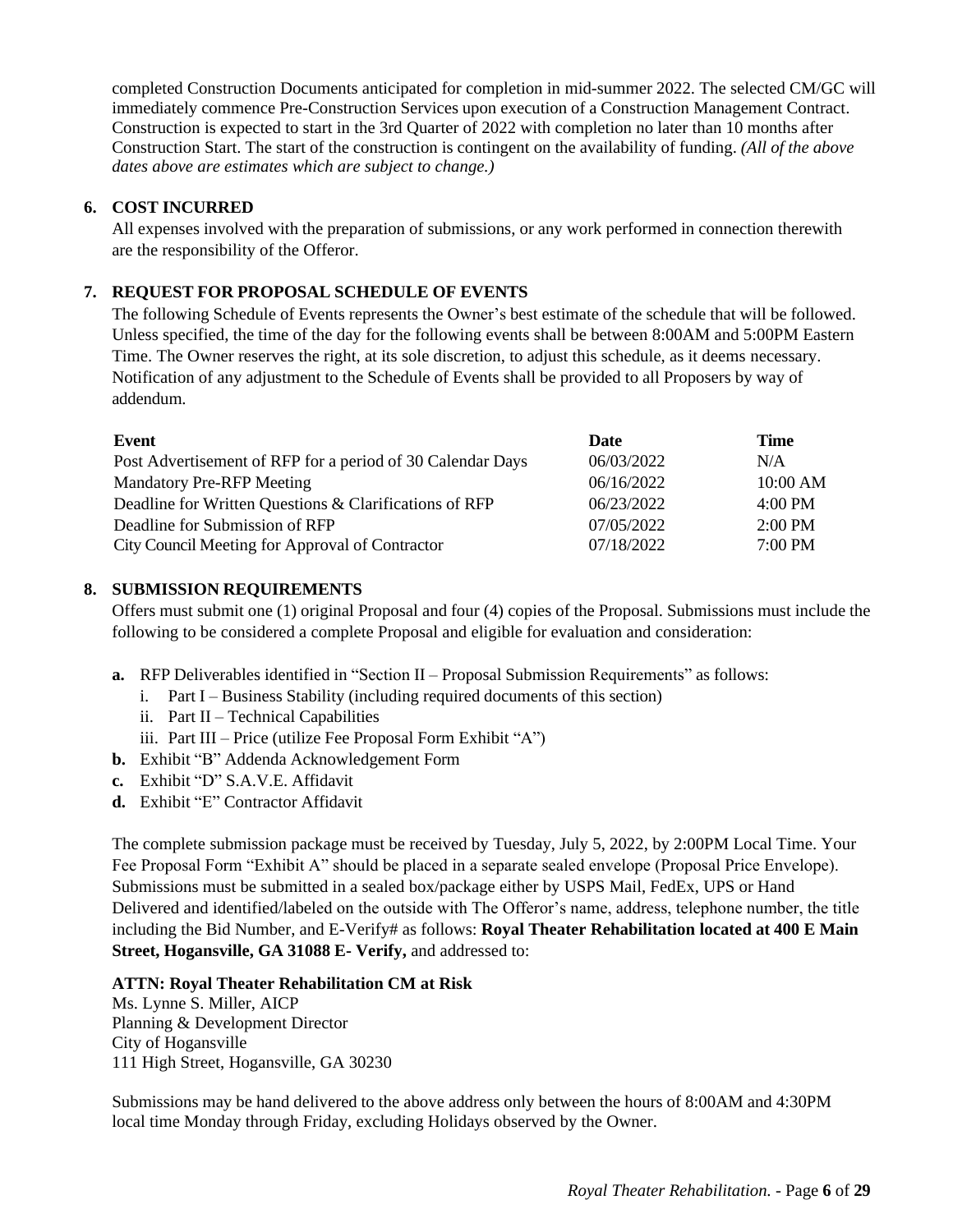completed Construction Documents anticipated for completion in mid-summer 2022. The selected CM/GC will immediately commence Pre-Construction Services upon execution of a Construction Management Contract. Construction is expected to start in the 3rd Quarter of 2022 with completion no later than 10 months after Construction Start. The start of the construction is contingent on the availability of funding. *(All of the above dates above are estimates which are subject to change.)*

## 6. COST INCURRED

All expenses involved with the preparation of submissions, or any work performed in connection therewith are the responsibility of the Offeror.

## 7. REQUEST FOR PROPOSAL SCHEDULE OF EVENTS

The following Schedule of Events represents the Owner's best estimate of the schedule that will be followed. Unless specified, the time of the day for the following events shall be between 8:00AM and 5:00PM Eastern Time. The Owner reserves the right, at its sole discretion, to adjust this schedule, as it deems necessary. Notification of any adjustment to the Schedule of Events shall be provided to all Proposers by way of addendum.

| Event | Date | Time |
|---|---|---|
| Post Advertisement of RFP for a period of 30 Calendar Days | 06/03/2022 | N/A |
| Mandatory Pre-RFP Meeting | 06/16/2022 | 10:00 AM |
| Deadline for Written Questions & Clarifications of RFP | 06/23/2022 | 4:00 PM |
| Deadline for Submission of RFP | 07/05/2022 | 2:00 PM |
| City Council Meeting for Approval of Contractor | 07/18/2022 | 7:00 PM |

## 8. SUBMISSION REQUIREMENTS

Offers must submit one (1) original Proposal and four (4) copies of the Proposal. Submissions must include the following to be considered a complete Proposal and eligible for evaluation and consideration:

- **a.** RFP Deliverables identified in "Section II – Proposal Submission Requirements" as follows:
  - i. Part I – Business Stability (including required documents of this section)
  - ii. Part II – Technical Capabilities
  - iii. Part III – Price (utilize Fee Proposal Form Exhibit "A")
- **b.** Exhibit "B" Addenda Acknowledgement Form
- **c.** Exhibit "D" S.A.V.E. Affidavit
- **d.** Exhibit "E" Contractor Affidavit

The complete submission package must be received by Tuesday, July 5, 2022, by 2:00PM Local Time. Your Fee Proposal Form "Exhibit A" should be placed in a separate sealed envelope (Proposal Price Envelope). Submissions must be submitted in a sealed box/package either by USPS Mail, FedEx, UPS or Hand Delivered and identified/labeled on the outside with The Offeror's name, address, telephone number, the title including the Bid Number, and E-Verify# as follows: **Royal Theater Rehabilitation located at 400 E Main Street, Hogansville, GA 31088 E- Verify,** and addressed to:

**ATTN: Royal Theater Rehabilitation CM at Risk**
Ms. Lynne S. Miller, AICP
Planning & Development Director
City of Hogansville
111 High Street, Hogansville, GA 30230

Submissions may be hand delivered to the above address only between the hours of 8:00AM and 4:30PM local time Monday through Friday, excluding Holidays observed by the Owner.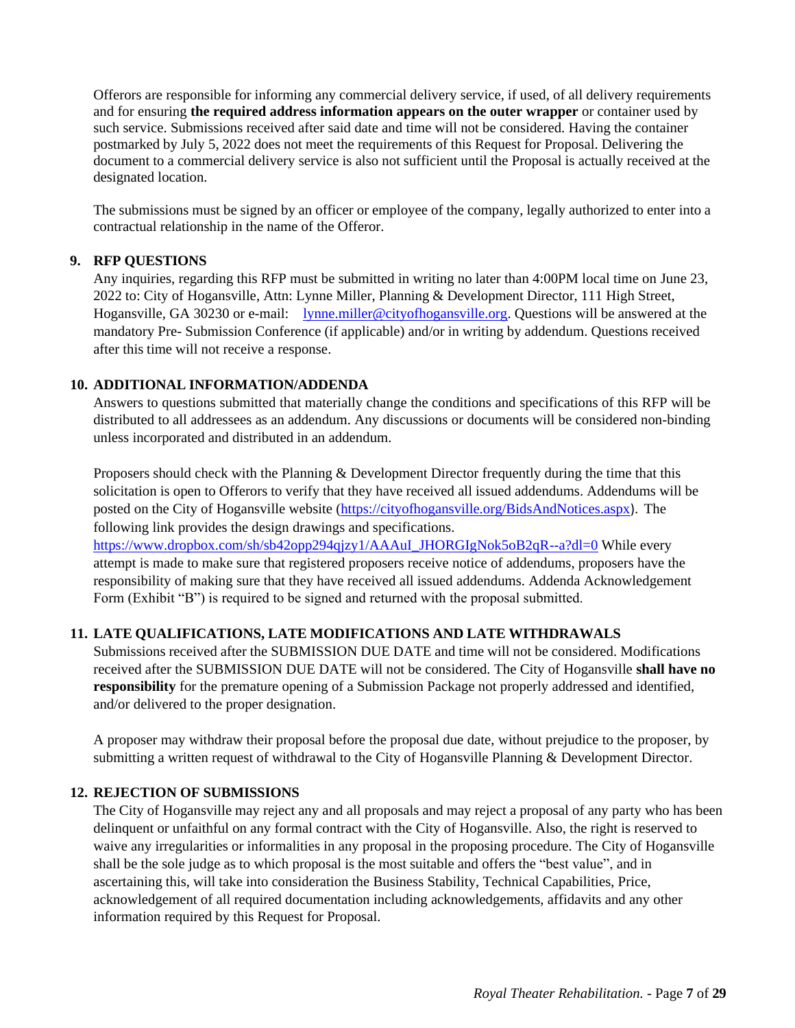Offerors are responsible for informing any commercial delivery service, if used, of all delivery requirements and for ensuring **the required address information appears on the outer wrapper** or container used by such service. Submissions received after said date and time will not be considered. Having the container postmarked by July 5, 2022 does not meet the requirements of this Request for Proposal. Delivering the document to a commercial delivery service is also not sufficient until the Proposal is actually received at the designated location.

The submissions must be signed by an officer or employee of the company, legally authorized to enter into a contractual relationship in the name of the Offeror.

## 9. RFP QUESTIONS

Any inquiries, regarding this RFP must be submitted in writing no later than 4:00PM local time on June 23, 2022 to: City of Hogansville, Attn: Lynne Miller, Planning & Development Director, 111 High Street, Hogansville, GA 30230 or e-mail: lynne.miller@cityofhogansville.org. Questions will be answered at the mandatory Pre- Submission Conference (if applicable) and/or in writing by addendum. Questions received after this time will not receive a response.

## 10. ADDITIONAL INFORMATION/ADDENDA

Answers to questions submitted that materially change the conditions and specifications of this RFP will be distributed to all addressees as an addendum. Any discussions or documents will be considered non-binding unless incorporated and distributed in an addendum.

Proposers should check with the Planning & Development Director frequently during the time that this solicitation is open to Offerors to verify that they have received all issued addendums. Addendums will be posted on the City of Hogansville website (https://cityofhogansville.org/BidsAndNotices.aspx). The following link provides the design drawings and specifications. https://www.dropbox.com/sh/sb42opp294qjzy1/AAAuI_JHORGIgNok5oB2qR--a?dl=0 While every attempt is made to make sure that registered proposers receive notice of addendums, proposers have the responsibility of making sure that they have received all issued addendums. Addenda Acknowledgement Form (Exhibit "B") is required to be signed and returned with the proposal submitted.

## 11. LATE QUALIFICATIONS, LATE MODIFICATIONS AND LATE WITHDRAWALS

Submissions received after the SUBMISSION DUE DATE and time will not be considered. Modifications received after the SUBMISSION DUE DATE will not be considered. The City of Hogansville **shall have no responsibility** for the premature opening of a Submission Package not properly addressed and identified, and/or delivered to the proper designation.

A proposer may withdraw their proposal before the proposal due date, without prejudice to the proposer, by submitting a written request of withdrawal to the City of Hogansville Planning & Development Director.

## 12. REJECTION OF SUBMISSIONS

The City of Hogansville may reject any and all proposals and may reject a proposal of any party who has been delinquent or unfaithful on any formal contract with the City of Hogansville. Also, the right is reserved to waive any irregularities or informalities in any proposal in the proposing procedure. The City of Hogansville shall be the sole judge as to which proposal is the most suitable and offers the "best value", and in ascertaining this, will take into consideration the Business Stability, Technical Capabilities, Price, acknowledgement of all required documentation including acknowledgements, affidavits and any other information required by this Request for Proposal.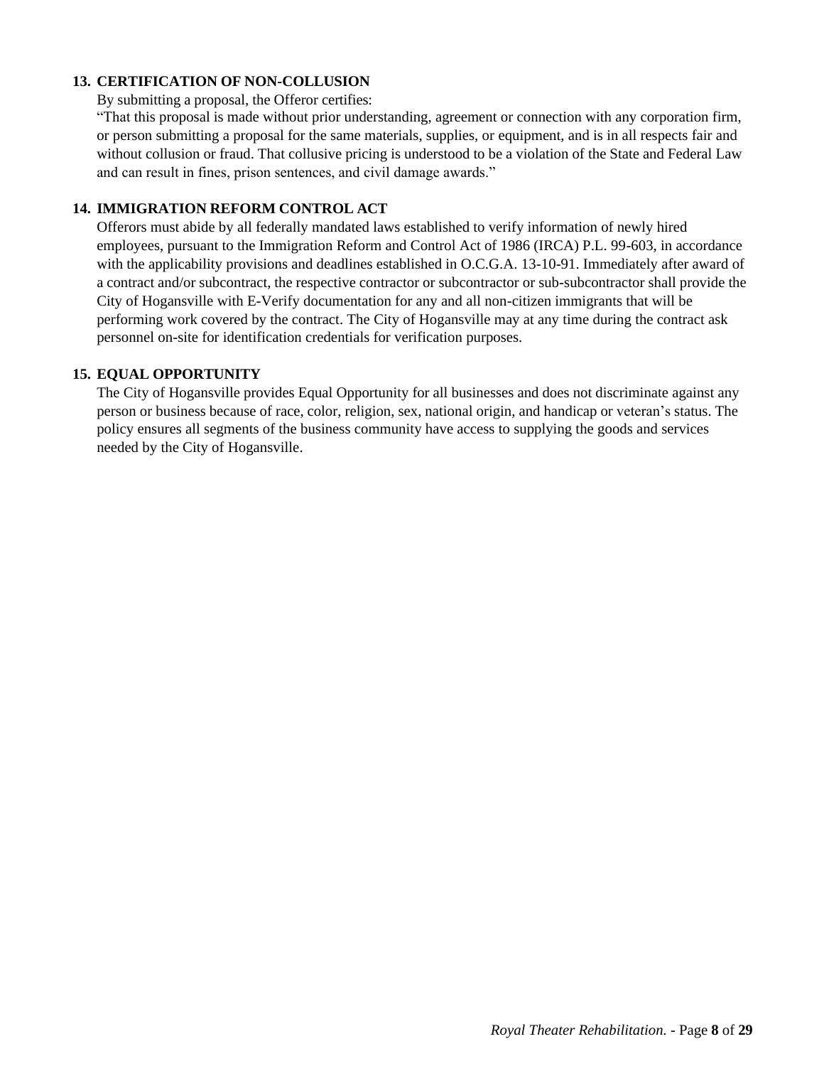**13. CERTIFICATION OF NON-COLLUSION**

By submitting a proposal, the Offeror certifies:

"That this proposal is made without prior understanding, agreement or connection with any corporation firm, or person submitting a proposal for the same materials, supplies, or equipment, and is in all respects fair and without collusion or fraud. That collusive pricing is understood to be a violation of the State and Federal Law and can result in fines, prison sentences, and civil damage awards."

**14. IMMIGRATION REFORM CONTROL ACT**

Offerors must abide by all federally mandated laws established to verify information of newly hired employees, pursuant to the Immigration Reform and Control Act of 1986 (IRCA) P.L. 99-603, in accordance with the applicability provisions and deadlines established in O.C.G.A. 13-10-91. Immediately after award of a contract and/or subcontract, the respective contractor or subcontractor or sub-subcontractor shall provide the City of Hogansville with E-Verify documentation for any and all non-citizen immigrants that will be performing work covered by the contract. The City of Hogansville may at any time during the contract ask personnel on-site for identification credentials for verification purposes.

**15. EQUAL OPPORTUNITY**

The City of Hogansville provides Equal Opportunity for all businesses and does not discriminate against any person or business because of race, color, religion, sex, national origin, and handicap or veteran's status. The policy ensures all segments of the business community have access to supplying the goods and services needed by the City of Hogansville.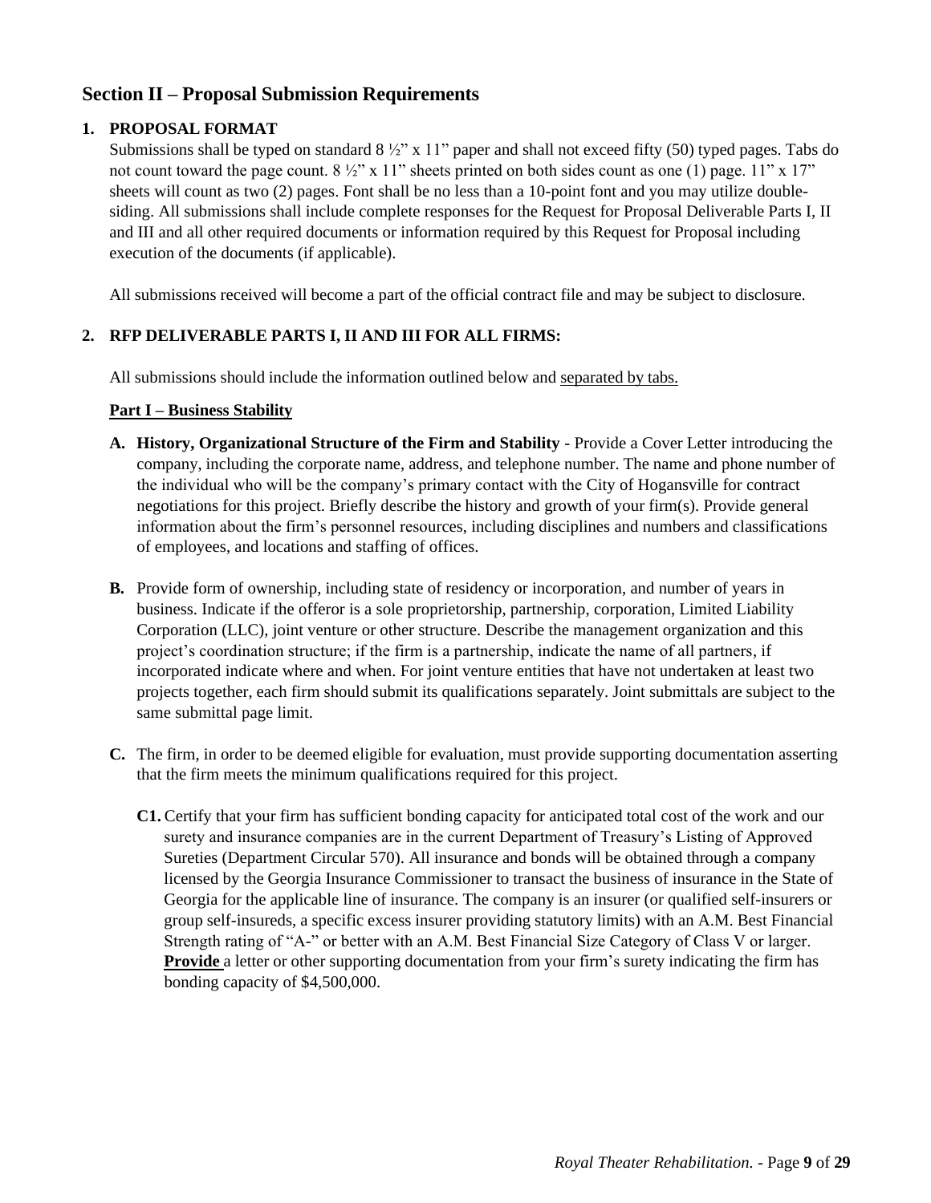## Section II – Proposal Submission Requirements

**1. PROPOSAL FORMAT**

Submissions shall be typed on standard 8 ½" x 11" paper and shall not exceed fifty (50) typed pages. Tabs do not count toward the page count. 8 ½" x 11" sheets printed on both sides count as one (1) page. 11" x 17" sheets will count as two (2) pages. Font shall be no less than a 10-point font and you may utilize double-siding. All submissions shall include complete responses for the Request for Proposal Deliverable Parts I, II and III and all other required documents or information required by this Request for Proposal including execution of the documents (if applicable).

All submissions received will become a part of the official contract file and may be subject to disclosure.

**2. RFP DELIVERABLE PARTS I, II AND III FOR ALL FIRMS:**

All submissions should include the information outlined below and <u>separated by tabs.</u>

**<u>Part I – Business Stability</u>**

**A. History, Organizational Structure of the Firm and Stability** - Provide a Cover Letter introducing the company, including the corporate name, address, and telephone number. The name and phone number of the individual who will be the company's primary contact with the City of Hogansville for contract negotiations for this project. Briefly describe the history and growth of your firm(s). Provide general information about the firm's personnel resources, including disciplines and numbers and classifications of employees, and locations and staffing of offices.

**B.** Provide form of ownership, including state of residency or incorporation, and number of years in business. Indicate if the offeror is a sole proprietorship, partnership, corporation, Limited Liability Corporation (LLC), joint venture or other structure. Describe the management organization and this project's coordination structure; if the firm is a partnership, indicate the name of all partners, if incorporated indicate where and when. For joint venture entities that have not undertaken at least two projects together, each firm should submit its qualifications separately. Joint submittals are subject to the same submittal page limit.

**C.** The firm, in order to be deemed eligible for evaluation, must provide supporting documentation asserting that the firm meets the minimum qualifications required for this project.

**C1.** Certify that your firm has sufficient bonding capacity for anticipated total cost of the work and our surety and insurance companies are in the current Department of Treasury's Listing of Approved Sureties (Department Circular 570). All insurance and bonds will be obtained through a company licensed by the Georgia Insurance Commissioner to transact the business of insurance in the State of Georgia for the applicable line of insurance. The company is an insurer (or qualified self-insurers or group self-insureds, a specific excess insurer providing statutory limits) with an A.M. Best Financial Strength rating of "A-" or better with an A.M. Best Financial Size Category of Class V or larger. **<u>Provide</u>** a letter or other supporting documentation from your firm's surety indicating the firm has bonding capacity of $4,500,000.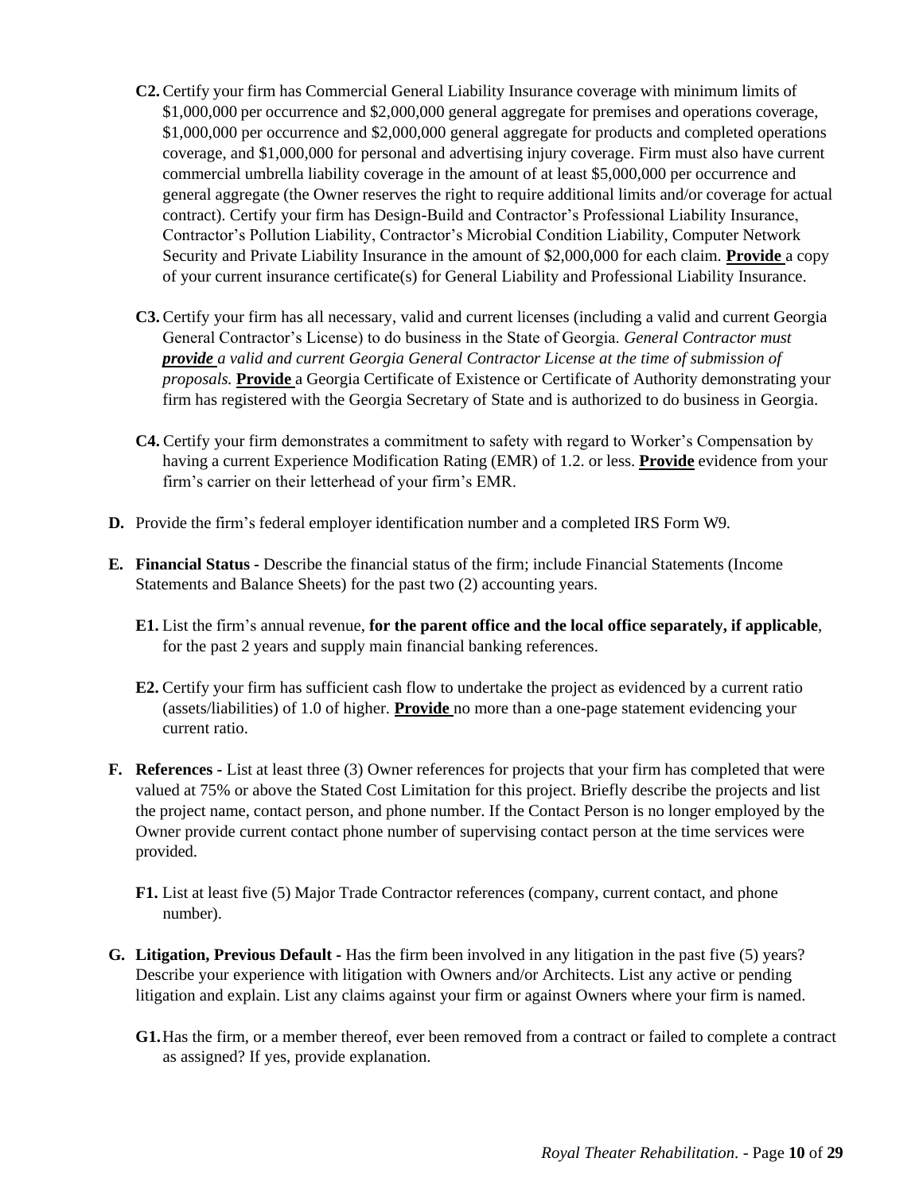**C2.** Certify your firm has Commercial General Liability Insurance coverage with minimum limits of $1,000,000 per occurrence and $2,000,000 general aggregate for premises and operations coverage, $1,000,000 per occurrence and $2,000,000 general aggregate for products and completed operations coverage, and $1,000,000 for personal and advertising injury coverage. Firm must also have current commercial umbrella liability coverage in the amount of at least $5,000,000 per occurrence and general aggregate (the Owner reserves the right to require additional limits and/or coverage for actual contract). Certify your firm has Design-Build and Contractor's Professional Liability Insurance, Contractor's Pollution Liability, Contractor's Microbial Condition Liability, Computer Network Security and Private Liability Insurance in the amount of $2,000,000 for each claim. **Provide** a copy of your current insurance certificate(s) for General Liability and Professional Liability Insurance.

**C3.** Certify your firm has all necessary, valid and current licenses (including a valid and current Georgia General Contractor's License) to do business in the State of Georgia. *General Contractor must **provide** a valid and current Georgia General Contractor License at the time of submission of proposals.* **Provide** a Georgia Certificate of Existence or Certificate of Authority demonstrating your firm has registered with the Georgia Secretary of State and is authorized to do business in Georgia.

**C4.** Certify your firm demonstrates a commitment to safety with regard to Worker's Compensation by having a current Experience Modification Rating (EMR) of 1.2. or less. **Provide** evidence from your firm's carrier on their letterhead of your firm's EMR.

**D.** Provide the firm's federal employer identification number and a completed IRS Form W9.

**E. Financial Status -** Describe the financial status of the firm; include Financial Statements (Income Statements and Balance Sheets) for the past two (2) accounting years.

**E1.** List the firm's annual revenue, **for the parent office and the local office separately, if applicable**, for the past 2 years and supply main financial banking references.

**E2.** Certify your firm has sufficient cash flow to undertake the project as evidenced by a current ratio (assets/liabilities) of 1.0 of higher. **Provide** no more than a one-page statement evidencing your current ratio.

**F. References -** List at least three (3) Owner references for projects that your firm has completed that were valued at 75% or above the Stated Cost Limitation for this project. Briefly describe the projects and list the project name, contact person, and phone number. If the Contact Person is no longer employed by the Owner provide current contact phone number of supervising contact person at the time services were provided.

**F1.** List at least five (5) Major Trade Contractor references (company, current contact, and phone number).

**G. Litigation, Previous Default -** Has the firm been involved in any litigation in the past five (5) years? Describe your experience with litigation with Owners and/or Architects. List any active or pending litigation and explain. List any claims against your firm or against Owners where your firm is named.

**G1.** Has the firm, or a member thereof, ever been removed from a contract or failed to complete a contract as assigned? If yes, provide explanation.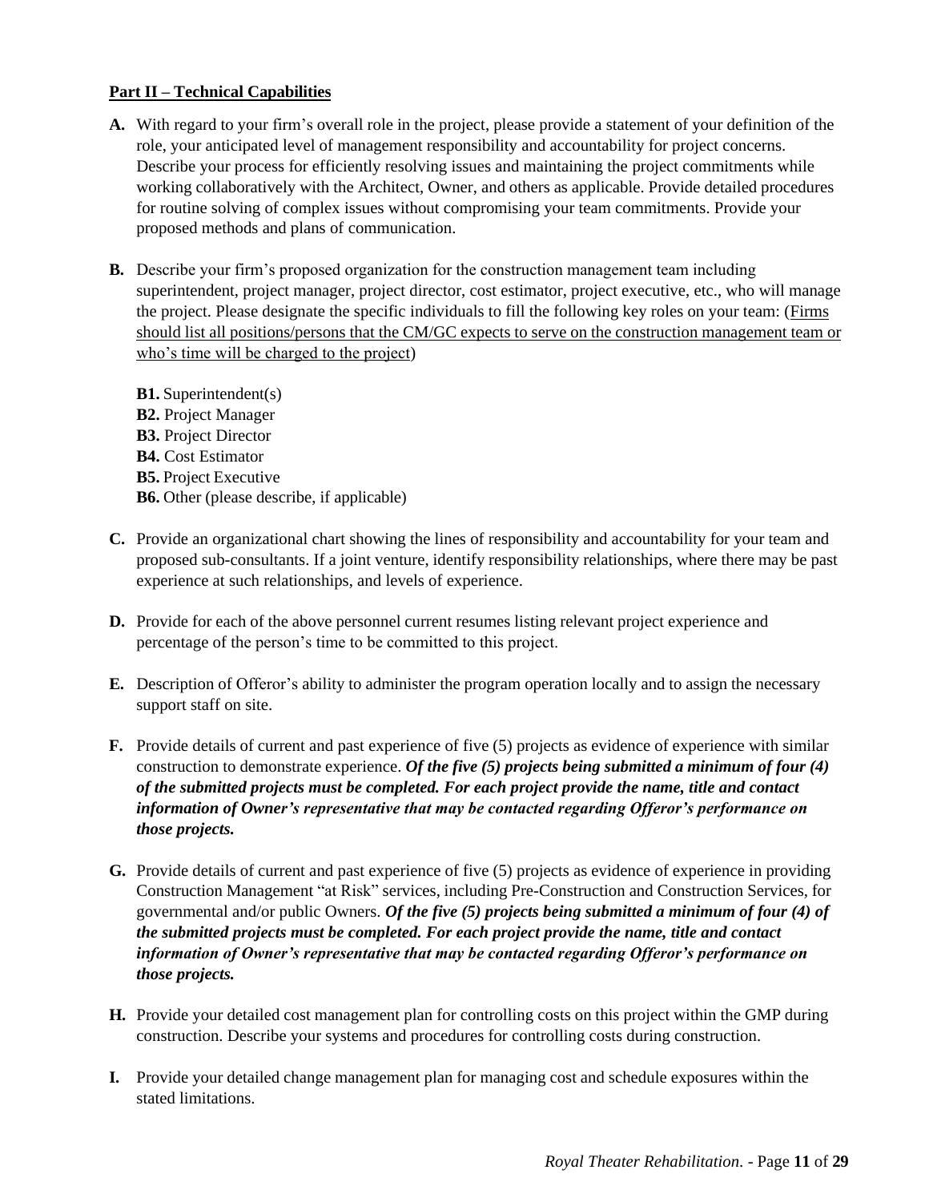**<u>Part II – Technical Capabilities</u>**

**A.** With regard to your firm's overall role in the project, please provide a statement of your definition of the role, your anticipated level of management responsibility and accountability for project concerns. Describe your process for efficiently resolving issues and maintaining the project commitments while working collaboratively with the Architect, Owner, and others as applicable. Provide detailed procedures for routine solving of complex issues without compromising your team commitments. Provide your proposed methods and plans of communication.

**B.** Describe your firm's proposed organization for the construction management team including superintendent, project manager, project director, cost estimator, project executive, etc., who will manage the project. Please designate the specific individuals to fill the following key roles on your team: (<u>Firms should list all positions/persons that the CM/GC expects to serve on the construction management team or who's time will be charged to the project</u>)

**B1.** Superintendent(s)
**B2.** Project Manager
**B3.** Project Director
**B4.** Cost Estimator
**B5.** Project Executive
**B6.** Other (please describe, if applicable)

**C.** Provide an organizational chart showing the lines of responsibility and accountability for your team and proposed sub-consultants. If a joint venture, identify responsibility relationships, where there may be past experience at such relationships, and levels of experience.

**D.** Provide for each of the above personnel current resumes listing relevant project experience and percentage of the person's time to be committed to this project.

**E.** Description of Offeror's ability to administer the program operation locally and to assign the necessary support staff on site.

**F.** Provide details of current and past experience of five (5) projects as evidence of experience with similar construction to demonstrate experience. ***Of the five (5) projects being submitted a minimum of four (4) of the submitted projects must be completed. For each project provide the name, title and contact information of Owner's representative that may be contacted regarding Offeror's performance on those projects.***

**G.** Provide details of current and past experience of five (5) projects as evidence of experience in providing Construction Management "at Risk" services, including Pre-Construction and Construction Services, for governmental and/or public Owners. ***Of the five (5) projects being submitted a minimum of four (4) of the submitted projects must be completed. For each project provide the name, title and contact information of Owner's representative that may be contacted regarding Offeror's performance on those projects.***

**H.** Provide your detailed cost management plan for controlling costs on this project within the GMP during construction. Describe your systems and procedures for controlling costs during construction.

**I.** Provide your detailed change management plan for managing cost and schedule exposures within the stated limitations.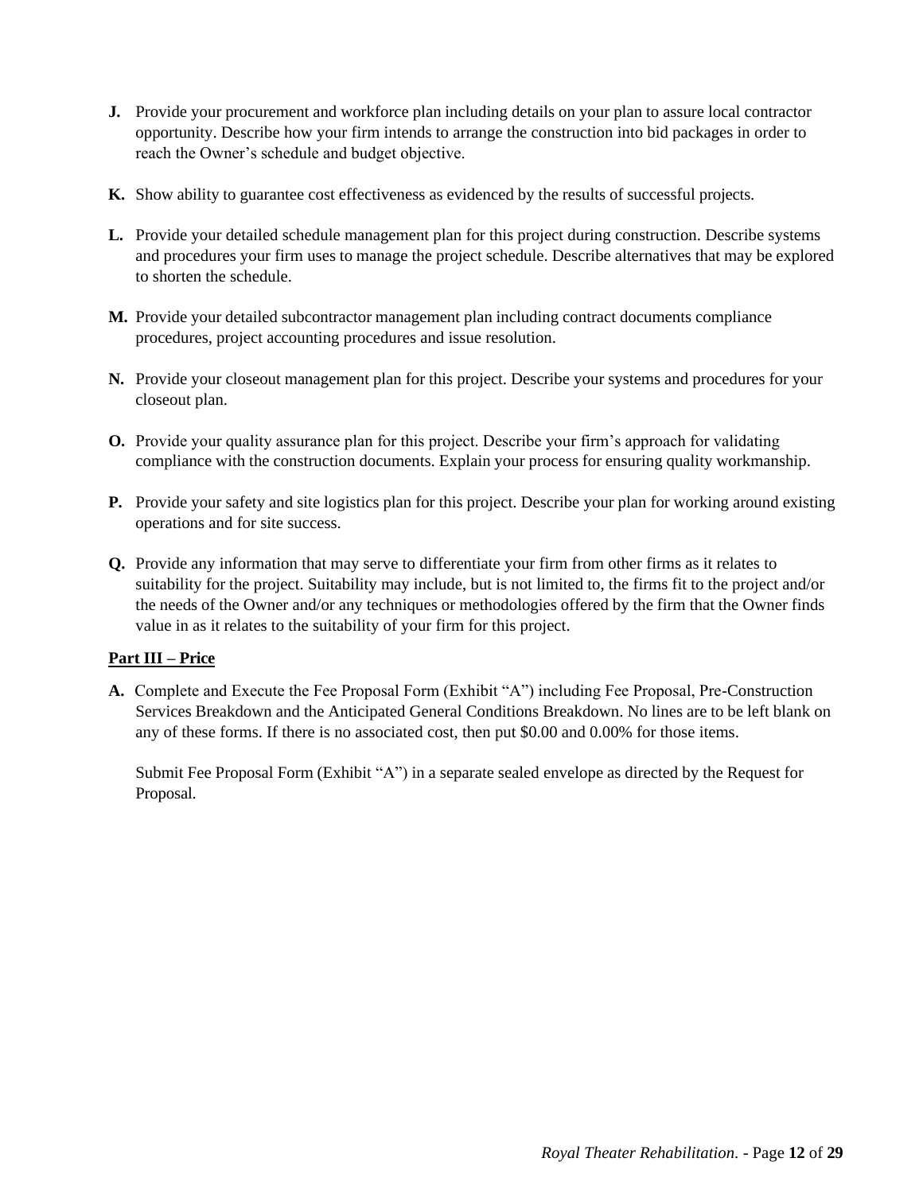**J.** Provide your procurement and workforce plan including details on your plan to assure local contractor opportunity. Describe how your firm intends to arrange the construction into bid packages in order to reach the Owner's schedule and budget objective.

**K.** Show ability to guarantee cost effectiveness as evidenced by the results of successful projects.

**L.** Provide your detailed schedule management plan for this project during construction. Describe systems and procedures your firm uses to manage the project schedule. Describe alternatives that may be explored to shorten the schedule.

**M.** Provide your detailed subcontractor management plan including contract documents compliance procedures, project accounting procedures and issue resolution.

**N.** Provide your closeout management plan for this project. Describe your systems and procedures for your closeout plan.

**O.** Provide your quality assurance plan for this project. Describe your firm's approach for validating compliance with the construction documents. Explain your process for ensuring quality workmanship.

**P.** Provide your safety and site logistics plan for this project. Describe your plan for working around existing operations and for site success.

**Q.** Provide any information that may serve to differentiate your firm from other firms as it relates to suitability for the project. Suitability may include, but is not limited to, the firms fit to the project and/or the needs of the Owner and/or any techniques or methodologies offered by the firm that the Owner finds value in as it relates to the suitability of your firm for this project.

**Part III – Price**

**A.** Complete and Execute the Fee Proposal Form (Exhibit "A") including Fee Proposal, Pre-Construction Services Breakdown and the Anticipated General Conditions Breakdown. No lines are to be left blank on any of these forms. If there is no associated cost, then put $0.00 and 0.00% for those items.

Submit Fee Proposal Form (Exhibit "A") in a separate sealed envelope as directed by the Request for Proposal.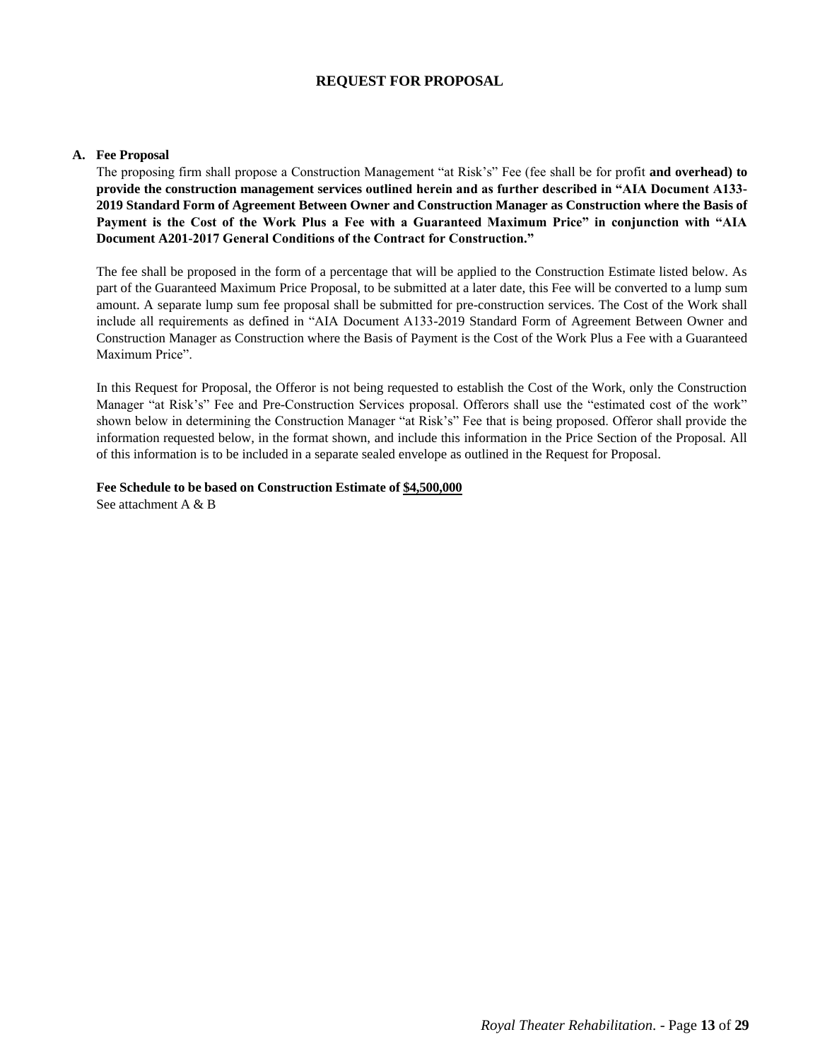## REQUEST FOR PROPOSAL

### A. Fee Proposal

The proposing firm shall propose a Construction Management "at Risk's" Fee (fee shall be for profit **and overhead) to provide the construction management services outlined herein and as further described in "AIA Document A133-2019 Standard Form of Agreement Between Owner and Construction Manager as Construction where the Basis of Payment is the Cost of the Work Plus a Fee with a Guaranteed Maximum Price" in conjunction with "AIA Document A201-2017 General Conditions of the Contract for Construction."**

The fee shall be proposed in the form of a percentage that will be applied to the Construction Estimate listed below. As part of the Guaranteed Maximum Price Proposal, to be submitted at a later date, this Fee will be converted to a lump sum amount. A separate lump sum fee proposal shall be submitted for pre-construction services. The Cost of the Work shall include all requirements as defined in "AIA Document A133-2019 Standard Form of Agreement Between Owner and Construction Manager as Construction where the Basis of Payment is the Cost of the Work Plus a Fee with a Guaranteed Maximum Price".

In this Request for Proposal, the Offeror is not being requested to establish the Cost of the Work, only the Construction Manager "at Risk's" Fee and Pre-Construction Services proposal. Offerors shall use the "estimated cost of the work" shown below in determining the Construction Manager "at Risk's" Fee that is being proposed. Offeror shall provide the information requested below, in the format shown, and include this information in the Price Section of the Proposal. All of this information is to be included in a separate sealed envelope as outlined in the Request for Proposal.

**Fee Schedule to be based on Construction Estimate of $4,500,000**

See attachment A & B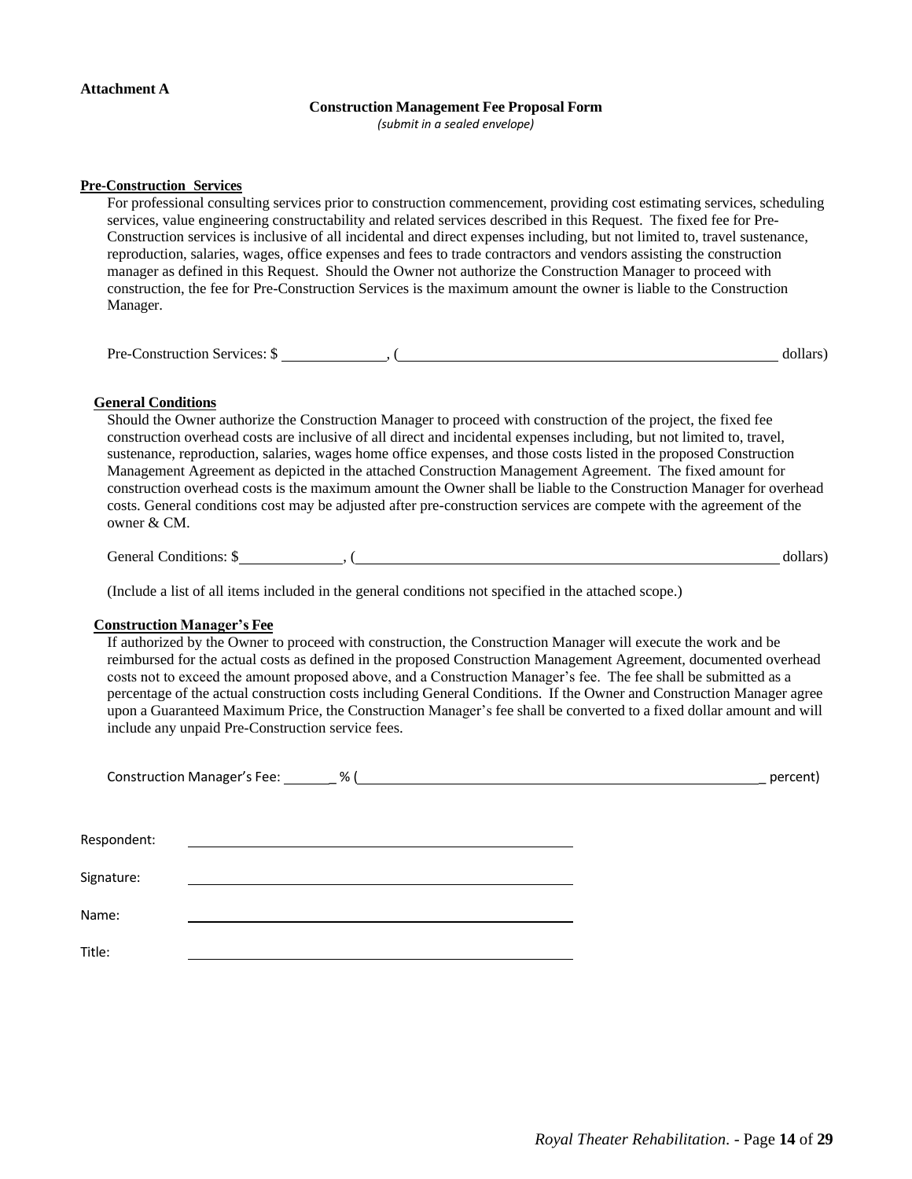**Attachment A**

**Construction Management Fee Proposal Form**

*(submit in a sealed envelope)*

**Pre-Construction Services**

For professional consulting services prior to construction commencement, providing cost estimating services, scheduling services, value engineering constructability and related services described in this Request. The fixed fee for Pre-Construction services is inclusive of all incidental and direct expenses including, but not limited to, travel sustenance, reproduction, salaries, wages, office expenses and fees to trade contractors and vendors assisting the construction manager as defined in this Request. Should the Owner not authorize the Construction Manager to proceed with construction, the fee for Pre-Construction Services is the maximum amount the owner is liable to the Construction Manager.

Pre-Construction Services: $ \_\_\_\_\_\_\_\_\_\_\_\_, (\_\_\_\_\_\_\_\_\_\_\_\_\_\_\_\_\_\_\_\_\_\_\_\_\_\_\_\_\_\_\_\_\_\_\_\_\_\_\_\_\_\_\_\_ dollars)

**General Conditions**

Should the Owner authorize the Construction Manager to proceed with construction of the project, the fixed fee construction overhead costs are inclusive of all direct and incidental expenses including, but not limited to, travel, sustenance, reproduction, salaries, wages home office expenses, and those costs listed in the proposed Construction Management Agreement as depicted in the attached Construction Management Agreement. The fixed amount for construction overhead costs is the maximum amount the Owner shall be liable to the Construction Manager for overhead costs. General conditions cost may be adjusted after pre-construction services are compete with the agreement of the owner & CM.

General Conditions: $\_\_\_\_\_\_\_\_\_\_\_\_, (\_\_\_\_\_\_\_\_\_\_\_\_\_\_\_\_\_\_\_\_\_\_\_\_\_\_\_\_\_\_\_\_\_\_\_\_\_\_\_\_\_\_\_\_\_\_\_ dollars)

(Include a list of all items included in the general conditions not specified in the attached scope.)

**Construction Manager's Fee**

If authorized by the Owner to proceed with construction, the Construction Manager will execute the work and be reimbursed for the actual costs as defined in the proposed Construction Management Agreement, documented overhead costs not to exceed the amount proposed above, and a Construction Manager's fee. The fee shall be submitted as a percentage of the actual construction costs including General Conditions. If the Owner and Construction Manager agree upon a Guaranteed Maximum Price, the Construction Manager's fee shall be converted to a fixed dollar amount and will include any unpaid Pre-Construction service fees.

Construction Manager's Fee: \_\_\_\_\_\_\_% (\_\_\_\_\_\_\_\_\_\_\_\_\_\_\_\_\_\_\_\_\_\_\_\_\_\_\_\_\_\_\_\_\_\_\_\_\_\_\_\_\_\_\_\_\_\_\_ percent)

Respondent: \_\_\_\_\_\_\_\_\_\_\_\_\_\_\_\_\_\_\_\_\_\_\_\_\_\_\_\_\_\_\_\_\_\_\_\_\_\_

Signature: \_\_\_\_\_\_\_\_\_\_\_\_\_\_\_\_\_\_\_\_\_\_\_\_\_\_\_\_\_\_\_\_\_\_\_\_\_\_

Name: \_\_\_\_\_\_\_\_\_\_\_\_\_\_\_\_\_\_\_\_\_\_\_\_\_\_\_\_\_\_\_\_\_\_\_\_\_\_

Title: \_\_\_\_\_\_\_\_\_\_\_\_\_\_\_\_\_\_\_\_\_\_\_\_\_\_\_\_\_\_\_\_\_\_\_\_\_\_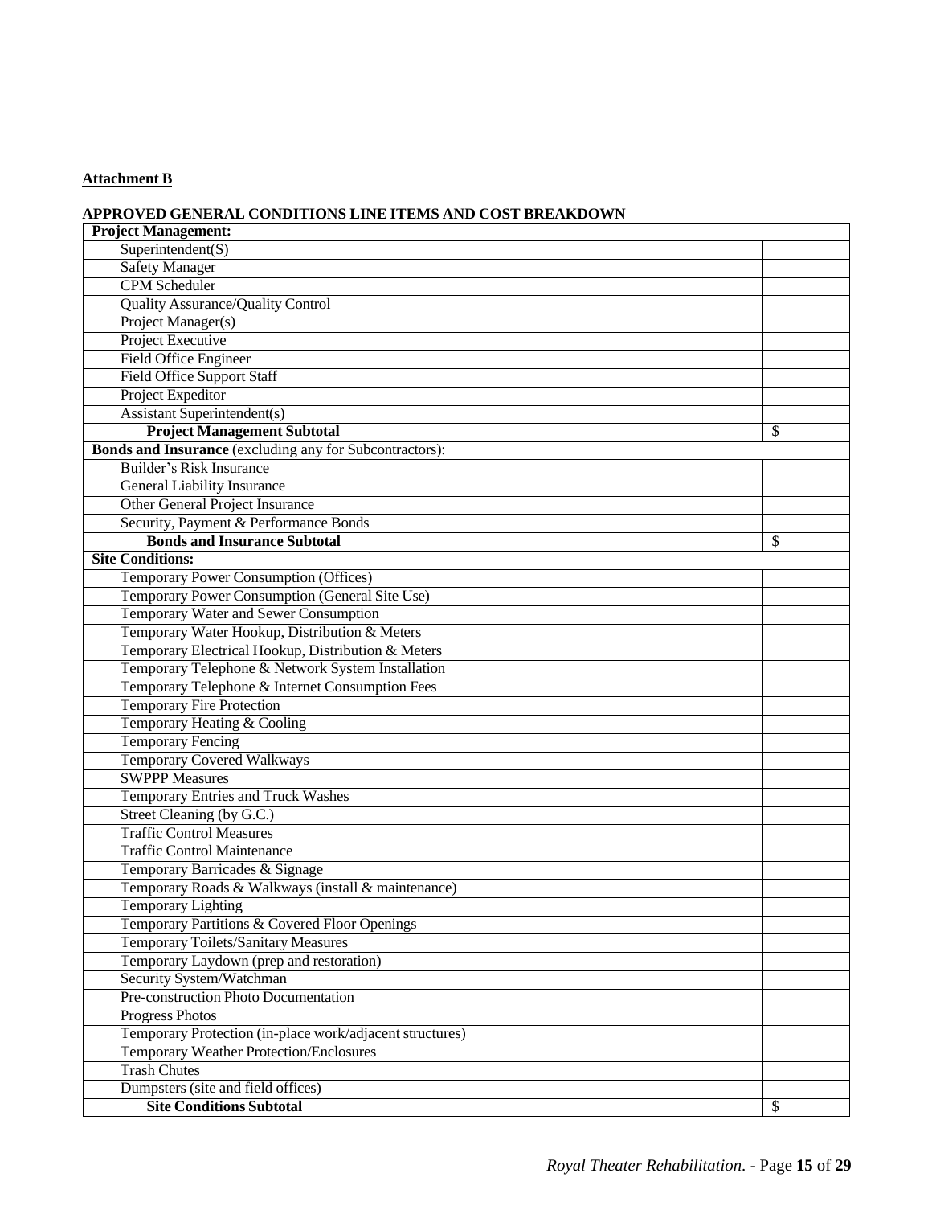**Attachment B**

**APPROVED GENERAL CONDITIONS LINE ITEMS AND COST BREAKDOWN**

| **Project Management:** | |
|---|---|
| Superintendent(S) | |
| Safety Manager | |
| CPM Scheduler | |
| Quality Assurance/Quality Control | |
| Project Manager(s) | |
| Project Executive | |
| Field Office Engineer | |
| Field Office Support Staff | |
| Project Expeditor | |
| Assistant Superintendent(s) | |
| **Project Management Subtotal** | $ |
| **Bonds and Insurance** (excluding any for Subcontractors): | |
| Builder's Risk Insurance | |
| General Liability Insurance | |
| Other General Project Insurance | |
| Security, Payment & Performance Bonds | |
| **Bonds and Insurance Subtotal** | $ |
| **Site Conditions:** | |
| Temporary Power Consumption (Offices) | |
| Temporary Power Consumption (General Site Use) | |
| Temporary Water and Sewer Consumption | |
| Temporary Water Hookup, Distribution & Meters | |
| Temporary Electrical Hookup, Distribution & Meters | |
| Temporary Telephone & Network System Installation | |
| Temporary Telephone & Internet Consumption Fees | |
| Temporary Fire Protection | |
| Temporary Heating & Cooling | |
| Temporary Fencing | |
| Temporary Covered Walkways | |
| SWPPP Measures | |
| Temporary Entries and Truck Washes | |
| Street Cleaning (by G.C.) | |
| Traffic Control Measures | |
| Traffic Control Maintenance | |
| Temporary Barricades & Signage | |
| Temporary Roads & Walkways (install & maintenance) | |
| Temporary Lighting | |
| Temporary Partitions & Covered Floor Openings | |
| Temporary Toilets/Sanitary Measures | |
| Temporary Laydown (prep and restoration) | |
| Security System/Watchman | |
| Pre-construction Photo Documentation | |
| Progress Photos | |
| Temporary Protection (in-place work/adjacent structures) | |
| Temporary Weather Protection/Enclosures | |
| Trash Chutes | |
| Dumpsters (site and field offices) | |
| **Site Conditions Subtotal** | $ |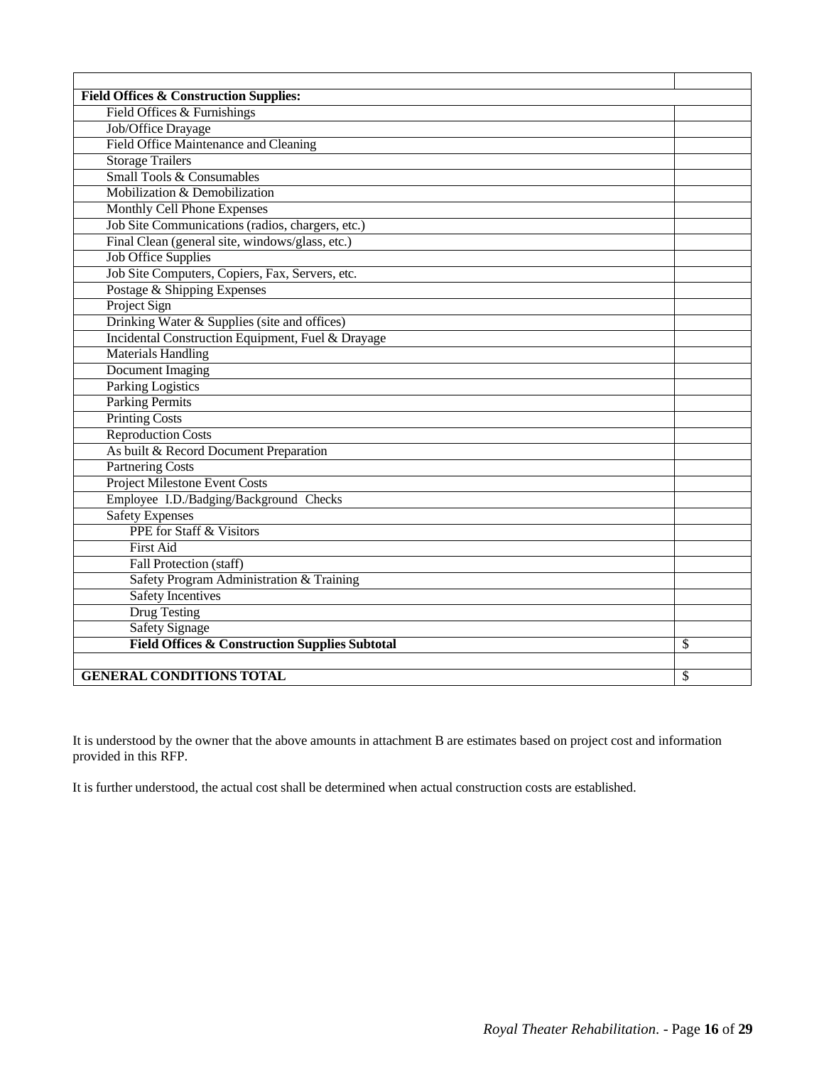| | |
|---|---|
| **Field Offices & Construction Supplies:** | |
| Field Offices & Furnishings | |
| Job/Office Drayage | |
| Field Office Maintenance and Cleaning | |
| Storage Trailers | |
| Small Tools & Consumables | |
| Mobilization & Demobilization | |
| Monthly Cell Phone Expenses | |
| Job Site Communications (radios, chargers, etc.) | |
| Final Clean (general site, windows/glass, etc.) | |
| Job Office Supplies | |
| Job Site Computers, Copiers, Fax, Servers, etc. | |
| Postage & Shipping Expenses | |
| Project Sign | |
| Drinking Water & Supplies (site and offices) | |
| Incidental Construction Equipment, Fuel & Drayage | |
| Materials Handling | |
| Document Imaging | |
| Parking Logistics | |
| Parking Permits | |
| Printing Costs | |
| Reproduction Costs | |
| As built & Record Document Preparation | |
| Partnering Costs | |
| Project Milestone Event Costs | |
| Employee I.D./Badging/Background Checks | |
| Safety Expenses | |
| PPE for Staff & Visitors | |
| First Aid | |
| Fall Protection (staff) | |
| Safety Program Administration & Training | |
| Safety Incentives | |
| Drug Testing | |
| Safety Signage | |
| **Field Offices & Construction Supplies Subtotal** | $ |
| | |
| **GENERAL CONDITIONS TOTAL** | $ |

It is understood by the owner that the above amounts in attachment B are estimates based on project cost and information provided in this RFP.

It is further understood, the actual cost shall be determined when actual construction costs are established.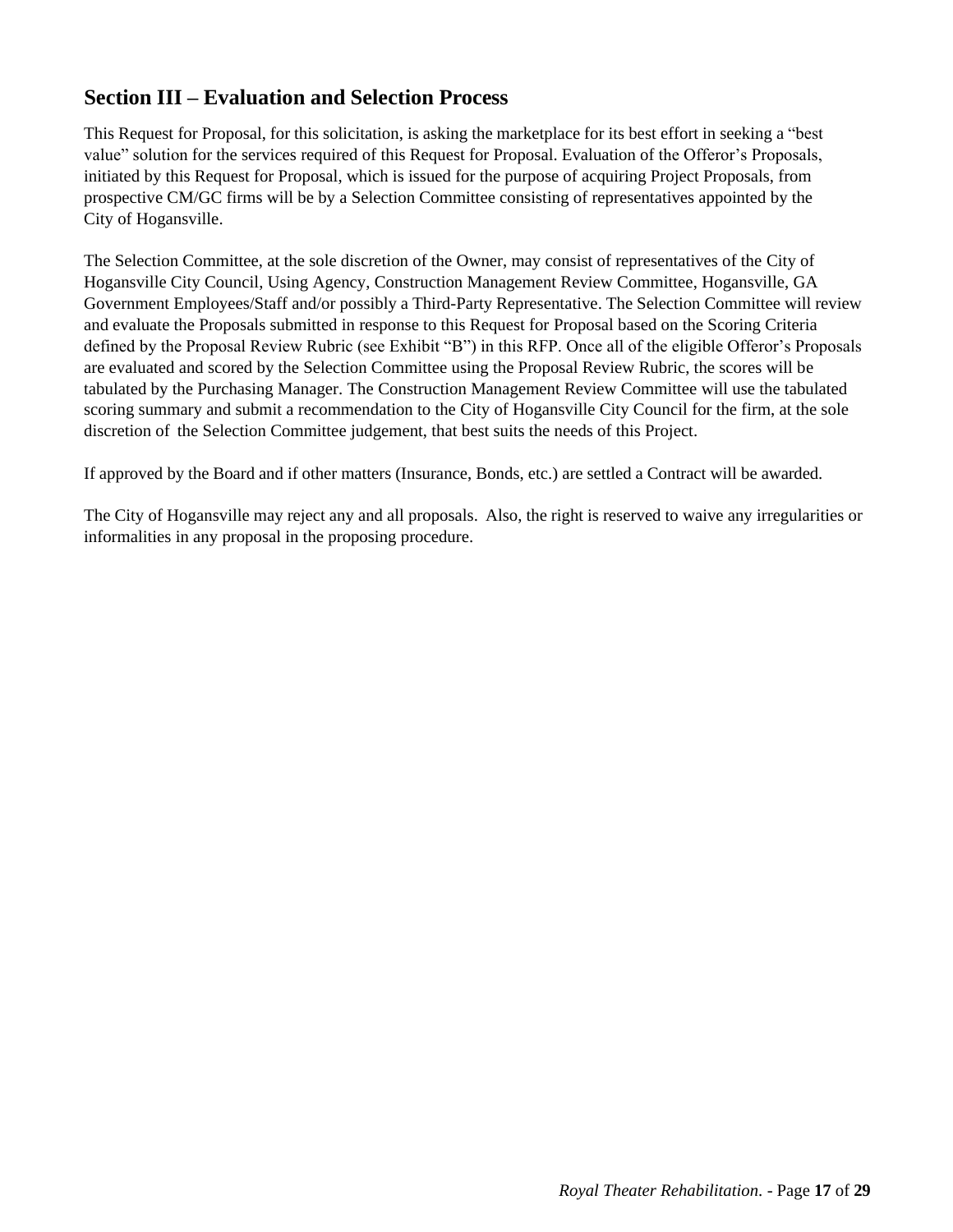## Section III – Evaluation and Selection Process

This Request for Proposal, for this solicitation, is asking the marketplace for its best effort in seeking a "best value" solution for the services required of this Request for Proposal. Evaluation of the Offeror's Proposals, initiated by this Request for Proposal, which is issued for the purpose of acquiring Project Proposals, from prospective CM/GC firms will be by a Selection Committee consisting of representatives appointed by the City of Hogansville.

The Selection Committee, at the sole discretion of the Owner, may consist of representatives of the City of Hogansville City Council, Using Agency, Construction Management Review Committee, Hogansville, GA Government Employees/Staff and/or possibly a Third-Party Representative. The Selection Committee will review and evaluate the Proposals submitted in response to this Request for Proposal based on the Scoring Criteria defined by the Proposal Review Rubric (see Exhibit "B") in this RFP. Once all of the eligible Offeror's Proposals are evaluated and scored by the Selection Committee using the Proposal Review Rubric, the scores will be tabulated by the Purchasing Manager. The Construction Management Review Committee will use the tabulated scoring summary and submit a recommendation to the City of Hogansville City Council for the firm, at the sole discretion of the Selection Committee judgement, that best suits the needs of this Project.

If approved by the Board and if other matters (Insurance, Bonds, etc.) are settled a Contract will be awarded.

The City of Hogansville may reject any and all proposals. Also, the right is reserved to waive any irregularities or informalities in any proposal in the proposing procedure.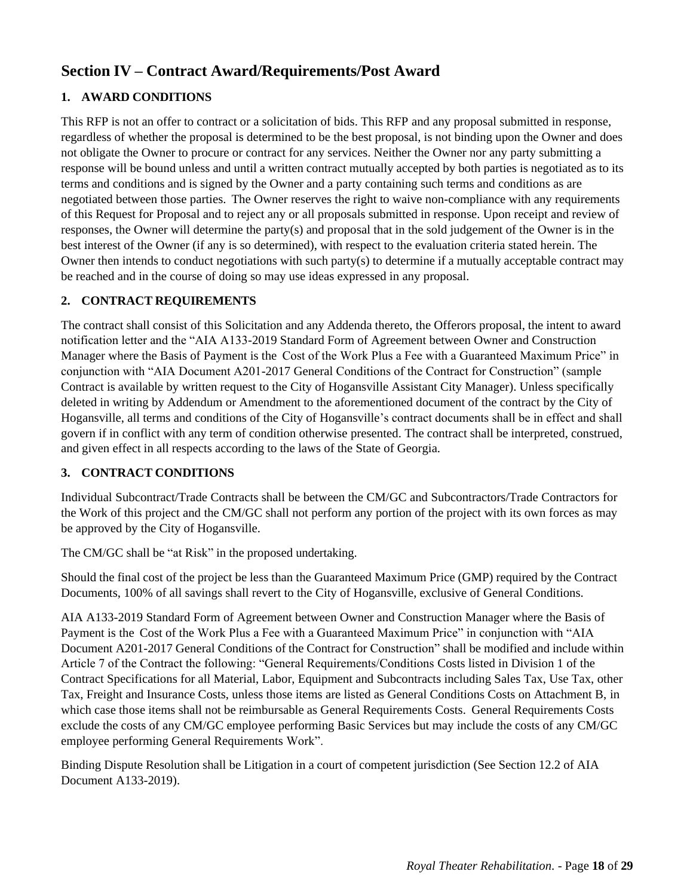## Section IV – Contract Award/Requirements/Post Award

### 1. AWARD CONDITIONS

This RFP is not an offer to contract or a solicitation of bids. This RFP and any proposal submitted in response, regardless of whether the proposal is determined to be the best proposal, is not binding upon the Owner and does not obligate the Owner to procure or contract for any services. Neither the Owner nor any party submitting a response will be bound unless and until a written contract mutually accepted by both parties is negotiated as to its terms and conditions and is signed by the Owner and a party containing such terms and conditions as are negotiated between those parties. The Owner reserves the right to waive non-compliance with any requirements of this Request for Proposal and to reject any or all proposals submitted in response. Upon receipt and review of responses, the Owner will determine the party(s) and proposal that in the sold judgement of the Owner is in the best interest of the Owner (if any is so determined), with respect to the evaluation criteria stated herein. The Owner then intends to conduct negotiations with such party(s) to determine if a mutually acceptable contract may be reached and in the course of doing so may use ideas expressed in any proposal.

### 2. CONTRACT REQUIREMENTS

The contract shall consist of this Solicitation and any Addenda thereto, the Offerors proposal, the intent to award notification letter and the "AIA A133-2019 Standard Form of Agreement between Owner and Construction Manager where the Basis of Payment is the Cost of the Work Plus a Fee with a Guaranteed Maximum Price" in conjunction with "AIA Document A201-2017 General Conditions of the Contract for Construction" (sample Contract is available by written request to the City of Hogansville Assistant City Manager). Unless specifically deleted in writing by Addendum or Amendment to the aforementioned document of the contract by the City of Hogansville, all terms and conditions of the City of Hogansville's contract documents shall be in effect and shall govern if in conflict with any term of condition otherwise presented. The contract shall be interpreted, construed, and given effect in all respects according to the laws of the State of Georgia.

### 3. CONTRACT CONDITIONS

Individual Subcontract/Trade Contracts shall be between the CM/GC and Subcontractors/Trade Contractors for the Work of this project and the CM/GC shall not perform any portion of the project with its own forces as may be approved by the City of Hogansville.

The CM/GC shall be "at Risk" in the proposed undertaking.

Should the final cost of the project be less than the Guaranteed Maximum Price (GMP) required by the Contract Documents, 100% of all savings shall revert to the City of Hogansville, exclusive of General Conditions.

AIA A133-2019 Standard Form of Agreement between Owner and Construction Manager where the Basis of Payment is the Cost of the Work Plus a Fee with a Guaranteed Maximum Price" in conjunction with "AIA Document A201-2017 General Conditions of the Contract for Construction" shall be modified and include within Article 7 of the Contract the following: "General Requirements/Conditions Costs listed in Division 1 of the Contract Specifications for all Material, Labor, Equipment and Subcontracts including Sales Tax, Use Tax, other Tax, Freight and Insurance Costs, unless those items are listed as General Conditions Costs on Attachment B, in which case those items shall not be reimbursable as General Requirements Costs. General Requirements Costs exclude the costs of any CM/GC employee performing Basic Services but may include the costs of any CM/GC employee performing General Requirements Work".

Binding Dispute Resolution shall be Litigation in a court of competent jurisdiction (See Section 12.2 of AIA Document A133-2019).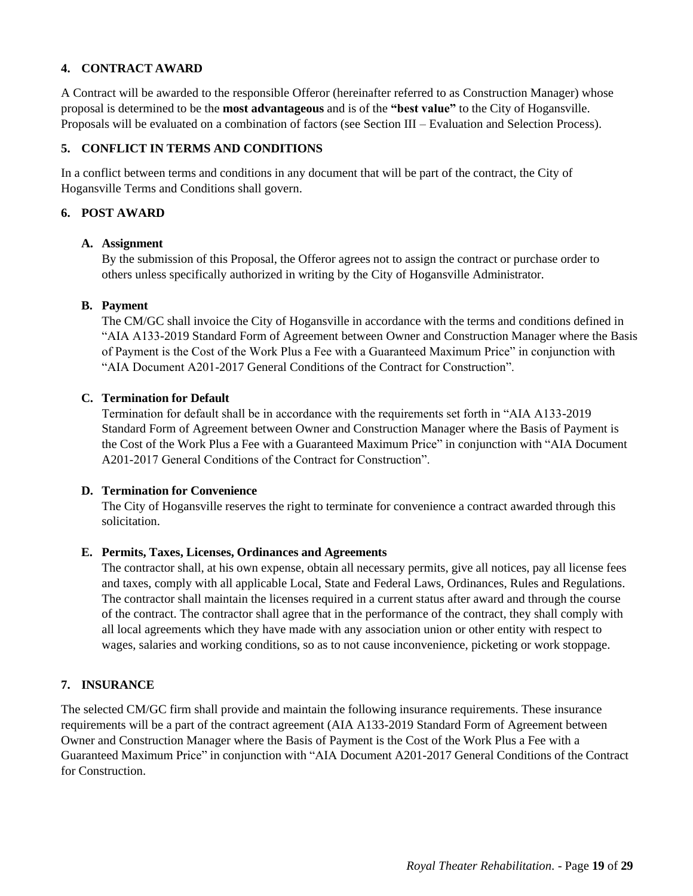## 4. CONTRACT AWARD

A Contract will be awarded to the responsible Offeror (hereinafter referred to as Construction Manager) whose proposal is determined to be the **most advantageous** and is of the **"best value"** to the City of Hogansville. Proposals will be evaluated on a combination of factors (see Section III – Evaluation and Selection Process).

## 5. CONFLICT IN TERMS AND CONDITIONS

In a conflict between terms and conditions in any document that will be part of the contract, the City of Hogansville Terms and Conditions shall govern.

## 6. POST AWARD

### A. Assignment

By the submission of this Proposal, the Offeror agrees not to assign the contract or purchase order to others unless specifically authorized in writing by the City of Hogansville Administrator.

### B. Payment

The CM/GC shall invoice the City of Hogansville in accordance with the terms and conditions defined in "AIA A133-2019 Standard Form of Agreement between Owner and Construction Manager where the Basis of Payment is the Cost of the Work Plus a Fee with a Guaranteed Maximum Price" in conjunction with "AIA Document A201-2017 General Conditions of the Contract for Construction".

### C. Termination for Default

Termination for default shall be in accordance with the requirements set forth in "AIA A133-2019 Standard Form of Agreement between Owner and Construction Manager where the Basis of Payment is the Cost of the Work Plus a Fee with a Guaranteed Maximum Price" in conjunction with "AIA Document A201-2017 General Conditions of the Contract for Construction".

### D. Termination for Convenience

The City of Hogansville reserves the right to terminate for convenience a contract awarded through this solicitation.

### E. Permits, Taxes, Licenses, Ordinances and Agreements

The contractor shall, at his own expense, obtain all necessary permits, give all notices, pay all license fees and taxes, comply with all applicable Local, State and Federal Laws, Ordinances, Rules and Regulations. The contractor shall maintain the licenses required in a current status after award and through the course of the contract. The contractor shall agree that in the performance of the contract, they shall comply with all local agreements which they have made with any association union or other entity with respect to wages, salaries and working conditions, so as to not cause inconvenience, picketing or work stoppage.

## 7. INSURANCE

The selected CM/GC firm shall provide and maintain the following insurance requirements. These insurance requirements will be a part of the contract agreement (AIA A133-2019 Standard Form of Agreement between Owner and Construction Manager where the Basis of Payment is the Cost of the Work Plus a Fee with a Guaranteed Maximum Price" in conjunction with "AIA Document A201-2017 General Conditions of the Contract for Construction.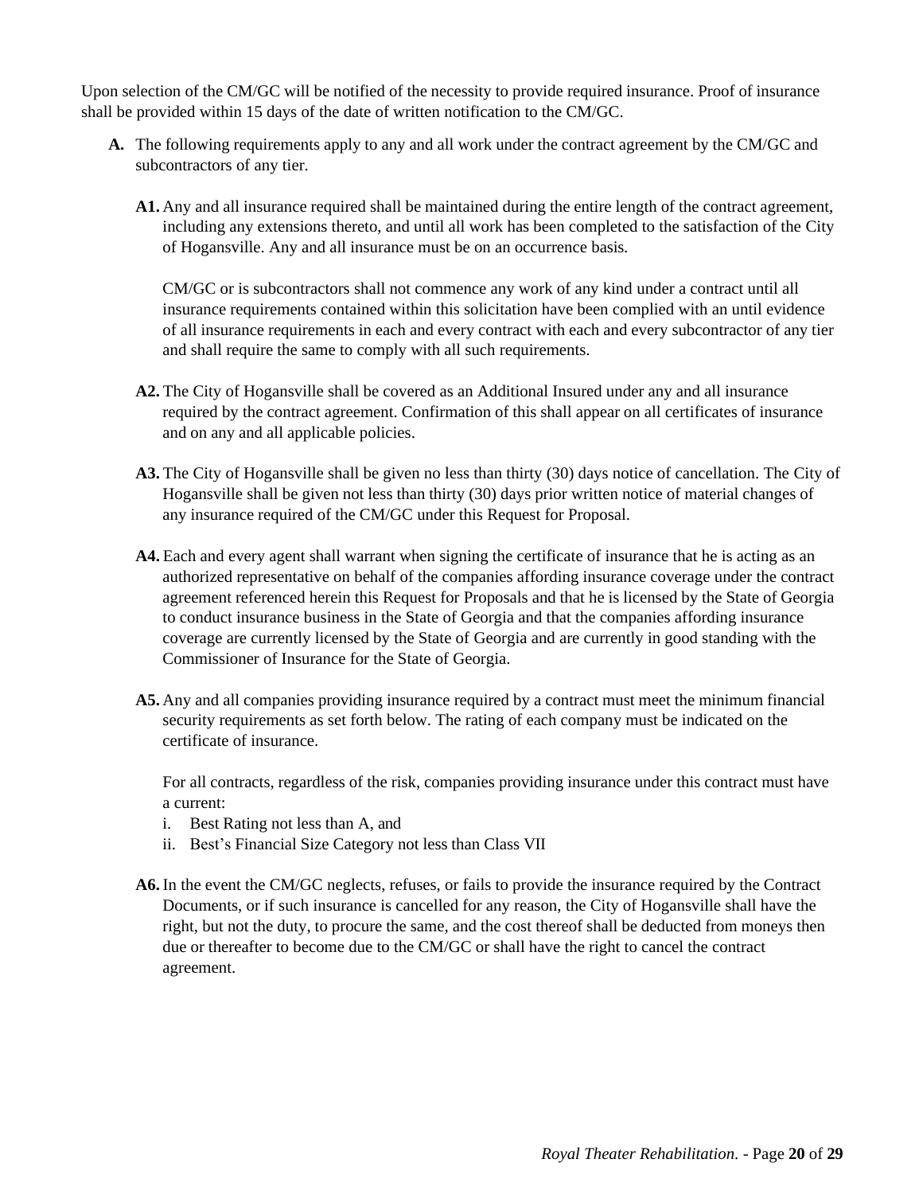Upon selection of the CM/GC will be notified of the necessity to provide required insurance. Proof of insurance shall be provided within 15 days of the date of written notification to the CM/GC.

**A.** The following requirements apply to any and all work under the contract agreement by the CM/GC and subcontractors of any tier.

**A1.** Any and all insurance required shall be maintained during the entire length of the contract agreement, including any extensions thereto, and until all work has been completed to the satisfaction of the City of Hogansville. Any and all insurance must be on an occurrence basis.

CM/GC or is subcontractors shall not commence any work of any kind under a contract until all insurance requirements contained within this solicitation have been complied with an until evidence of all insurance requirements in each and every contract with each and every subcontractor of any tier and shall require the same to comply with all such requirements.

**A2.** The City of Hogansville shall be covered as an Additional Insured under any and all insurance required by the contract agreement. Confirmation of this shall appear on all certificates of insurance and on any and all applicable policies.

**A3.** The City of Hogansville shall be given no less than thirty (30) days notice of cancellation. The City of Hogansville shall be given not less than thirty (30) days prior written notice of material changes of any insurance required of the CM/GC under this Request for Proposal.

**A4.** Each and every agent shall warrant when signing the certificate of insurance that he is acting as an authorized representative on behalf of the companies affording insurance coverage under the contract agreement referenced herein this Request for Proposals and that he is licensed by the State of Georgia to conduct insurance business in the State of Georgia and that the companies affording insurance coverage are currently licensed by the State of Georgia and are currently in good standing with the Commissioner of Insurance for the State of Georgia.

**A5.** Any and all companies providing insurance required by a contract must meet the minimum financial security requirements as set forth below. The rating of each company must be indicated on the certificate of insurance.

For all contracts, regardless of the risk, companies providing insurance under this contract must have a current:

i. Best Rating not less than A, and
ii. Best's Financial Size Category not less than Class VII

**A6.** In the event the CM/GC neglects, refuses, or fails to provide the insurance required by the Contract Documents, or if such insurance is cancelled for any reason, the City of Hogansville shall have the right, but not the duty, to procure the same, and the cost thereof shall be deducted from moneys then due or thereafter to become due to the CM/GC or shall have the right to cancel the contract agreement.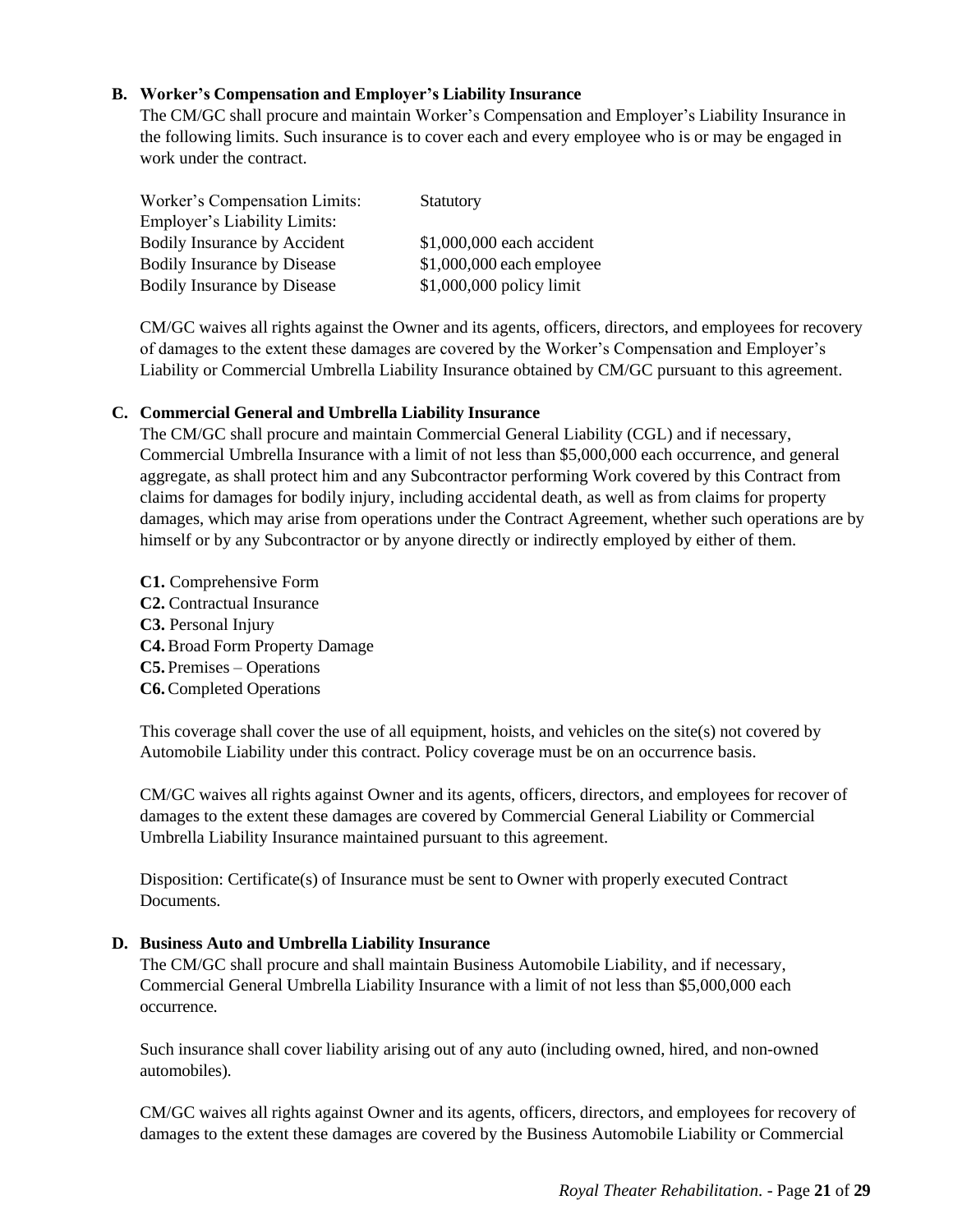**B. Worker's Compensation and Employer's Liability Insurance**

The CM/GC shall procure and maintain Worker's Compensation and Employer's Liability Insurance in the following limits. Such insurance is to cover each and every employee who is or may be engaged in work under the contract.

| | |
|---|---|
| Worker's Compensation Limits: | Statutory |
| Employer's Liability Limits: | |
| Bodily Insurance by Accident | $1,000,000 each accident |
| Bodily Insurance by Disease | $1,000,000 each employee |
| Bodily Insurance by Disease | $1,000,000 policy limit |

CM/GC waives all rights against the Owner and its agents, officers, directors, and employees for recovery of damages to the extent these damages are covered by the Worker's Compensation and Employer's Liability or Commercial Umbrella Liability Insurance obtained by CM/GC pursuant to this agreement.

**C. Commercial General and Umbrella Liability Insurance**

The CM/GC shall procure and maintain Commercial General Liability (CGL) and if necessary, Commercial Umbrella Insurance with a limit of not less than $5,000,000 each occurrence, and general aggregate, as shall protect him and any Subcontractor performing Work covered by this Contract from claims for damages for bodily injury, including accidental death, as well as from claims for property damages, which may arise from operations under the Contract Agreement, whether such operations are by himself or by any Subcontractor or by anyone directly or indirectly employed by either of them.

**C1.** Comprehensive Form
**C2.** Contractual Insurance
**C3.** Personal Injury
**C4.** Broad Form Property Damage
**C5.** Premises – Operations
**C6.** Completed Operations

This coverage shall cover the use of all equipment, hoists, and vehicles on the site(s) not covered by Automobile Liability under this contract. Policy coverage must be on an occurrence basis.

CM/GC waives all rights against Owner and its agents, officers, directors, and employees for recover of damages to the extent these damages are covered by Commercial General Liability or Commercial Umbrella Liability Insurance maintained pursuant to this agreement.

Disposition: Certificate(s) of Insurance must be sent to Owner with properly executed Contract Documents.

**D. Business Auto and Umbrella Liability Insurance**

The CM/GC shall procure and shall maintain Business Automobile Liability, and if necessary, Commercial General Umbrella Liability Insurance with a limit of not less than $5,000,000 each occurrence.

Such insurance shall cover liability arising out of any auto (including owned, hired, and non-owned automobiles).

CM/GC waives all rights against Owner and its agents, officers, directors, and employees for recovery of damages to the extent these damages are covered by the Business Automobile Liability or Commercial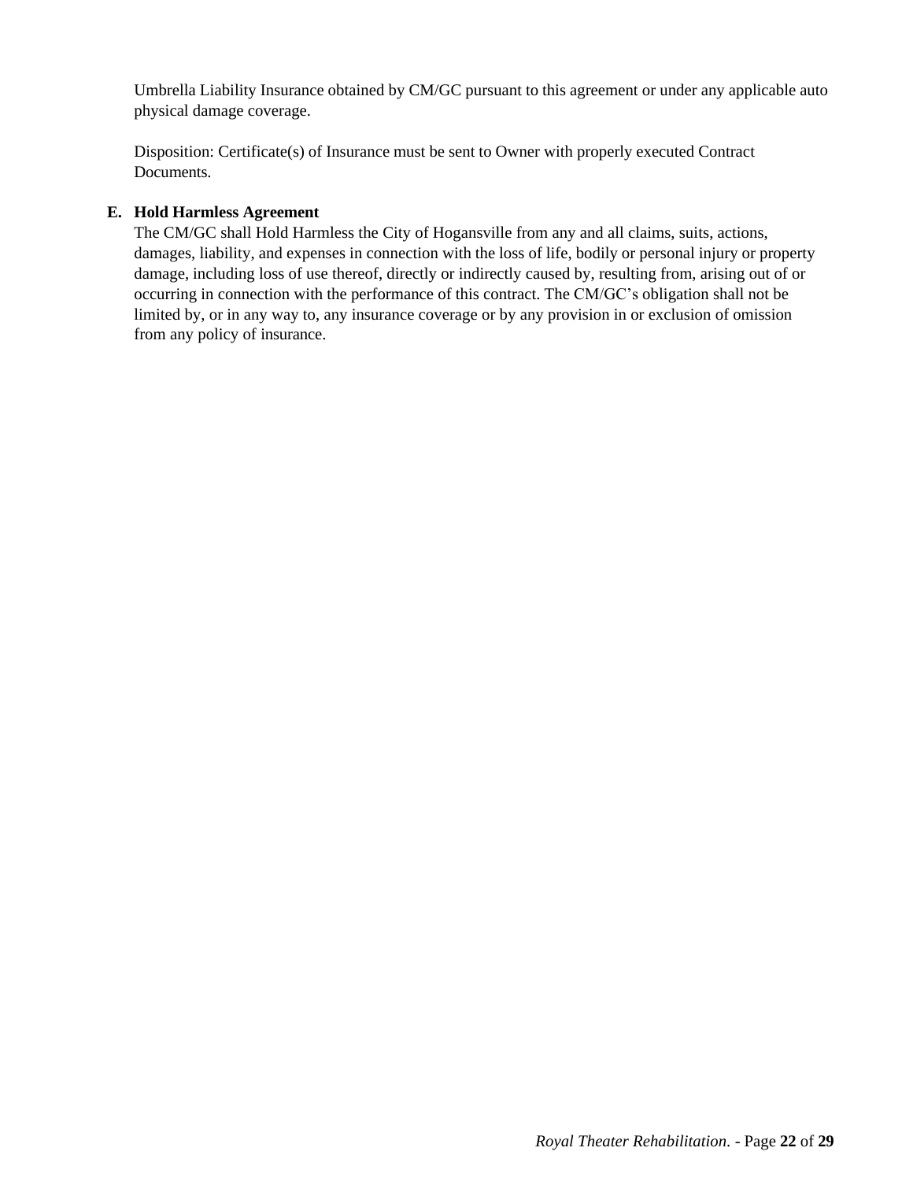Umbrella Liability Insurance obtained by CM/GC pursuant to this agreement or under any applicable auto physical damage coverage.

Disposition: Certificate(s) of Insurance must be sent to Owner with properly executed Contract Documents.

**E. Hold Harmless Agreement**

The CM/GC shall Hold Harmless the City of Hogansville from any and all claims, suits, actions, damages, liability, and expenses in connection with the loss of life, bodily or personal injury or property damage, including loss of use thereof, directly or indirectly caused by, resulting from, arising out of or occurring in connection with the performance of this contract. The CM/GC's obligation shall not be limited by, or in any way to, any insurance coverage or by any provision in or exclusion of omission from any policy of insurance.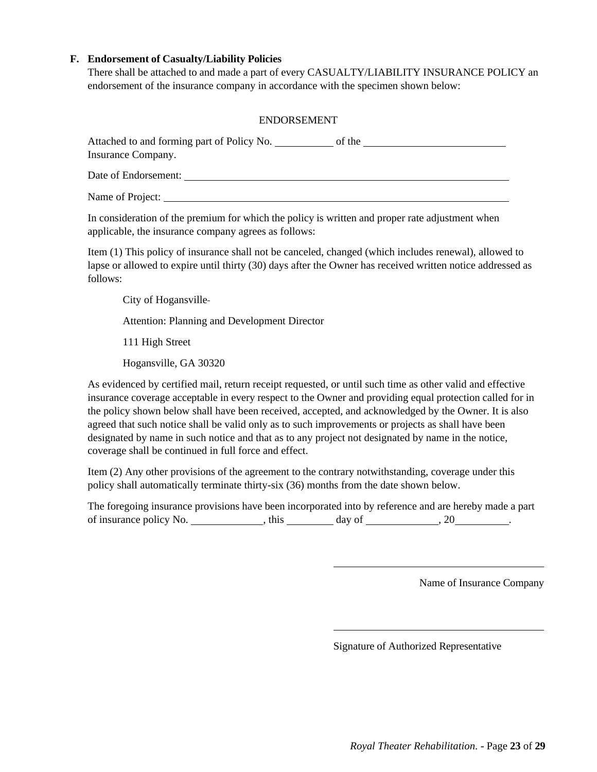**F. Endorsement of Casualty/Liability Policies**

There shall be attached to and made a part of every CASUALTY/LIABILITY INSURANCE POLICY an endorsement of the insurance company in accordance with the specimen shown below:

ENDORSEMENT

Attached to and forming part of Policy No. ___________ of the ___________________________ Insurance Company.

Date of Endorsement: ___________________________________________________________________

Name of Project: _______________________________________________________________________

In consideration of the premium for which the policy is written and proper rate adjustment when applicable, the insurance company agrees as follows:

Item (1) This policy of insurance shall not be canceled, changed (which includes renewal), allowed to lapse or allowed to expire until thirty (30) days after the Owner has received written notice addressed as follows:

City of Hogansville

Attention: Planning and Development Director

111 High Street

Hogansville, GA 30320

As evidenced by certified mail, return receipt requested, or until such time as other valid and effective insurance coverage acceptable in every respect to the Owner and providing equal protection called for in the policy shown below shall have been received, accepted, and acknowledged by the Owner. It is also agreed that such notice shall be valid only as to such improvements or projects as shall have been designated by name in such notice and that as to any project not designated by name in the notice, coverage shall be continued in full force and effect.

Item (2) Any other provisions of the agreement to the contrary notwithstanding, coverage under this policy shall automatically terminate thirty-six (36) months from the date shown below.

The foregoing insurance provisions have been incorporated into by reference and are hereby made a part of insurance policy No. _____________, this _________ day of _____________, 20__________.

_________________________________________

Name of Insurance Company

_________________________________________

Signature of Authorized Representative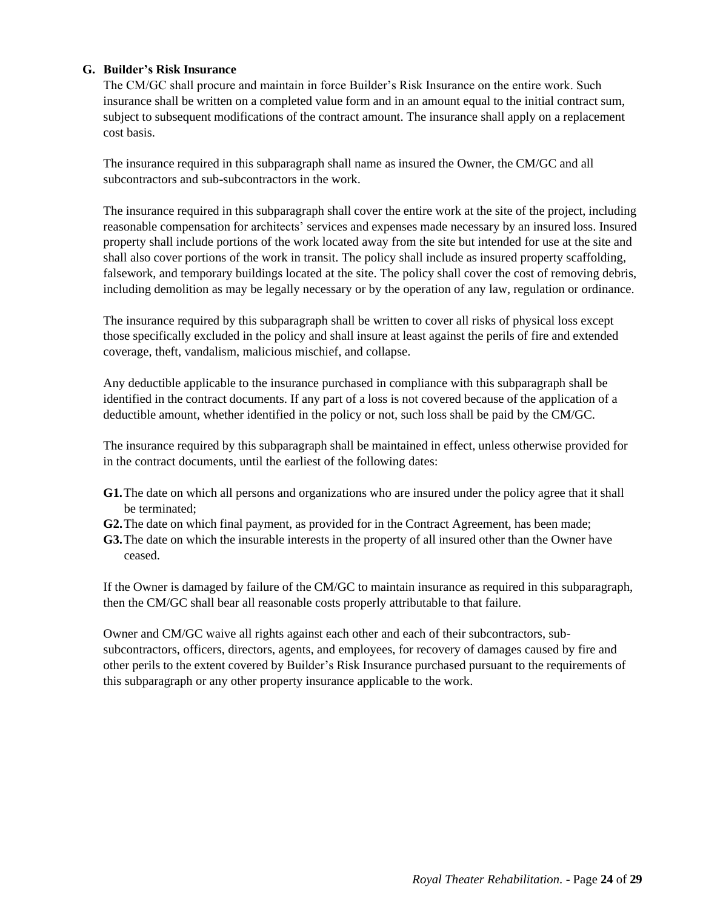**G. Builder's Risk Insurance**

The CM/GC shall procure and maintain in force Builder's Risk Insurance on the entire work. Such insurance shall be written on a completed value form and in an amount equal to the initial contract sum, subject to subsequent modifications of the contract amount. The insurance shall apply on a replacement cost basis.

The insurance required in this subparagraph shall name as insured the Owner, the CM/GC and all subcontractors and sub-subcontractors in the work.

The insurance required in this subparagraph shall cover the entire work at the site of the project, including reasonable compensation for architects' services and expenses made necessary by an insured loss. Insured property shall include portions of the work located away from the site but intended for use at the site and shall also cover portions of the work in transit. The policy shall include as insured property scaffolding, falsework, and temporary buildings located at the site. The policy shall cover the cost of removing debris, including demolition as may be legally necessary or by the operation of any law, regulation or ordinance.

The insurance required by this subparagraph shall be written to cover all risks of physical loss except those specifically excluded in the policy and shall insure at least against the perils of fire and extended coverage, theft, vandalism, malicious mischief, and collapse.

Any deductible applicable to the insurance purchased in compliance with this subparagraph shall be identified in the contract documents. If any part of a loss is not covered because of the application of a deductible amount, whether identified in the policy or not, such loss shall be paid by the CM/GC.

The insurance required by this subparagraph shall be maintained in effect, unless otherwise provided for in the contract documents, until the earliest of the following dates:

- **G1.** The date on which all persons and organizations who are insured under the policy agree that it shall be terminated;
- **G2.** The date on which final payment, as provided for in the Contract Agreement, has been made;
- **G3.** The date on which the insurable interests in the property of all insured other than the Owner have ceased.

If the Owner is damaged by failure of the CM/GC to maintain insurance as required in this subparagraph, then the CM/GC shall bear all reasonable costs properly attributable to that failure.

Owner and CM/GC waive all rights against each other and each of their subcontractors, sub-subcontractors, officers, directors, agents, and employees, for recovery of damages caused by fire and other perils to the extent covered by Builder's Risk Insurance purchased pursuant to the requirements of this subparagraph or any other property insurance applicable to the work.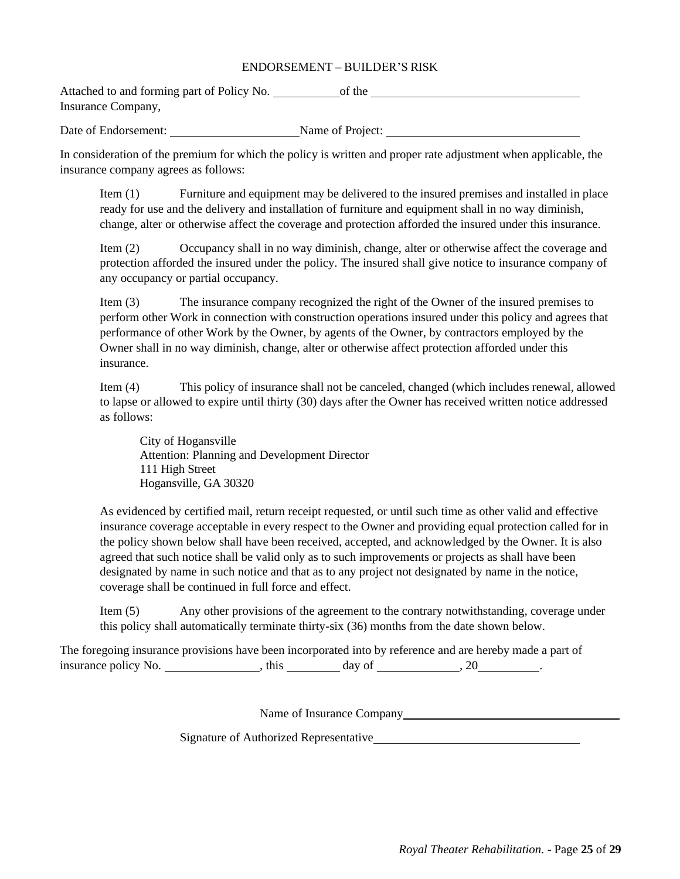## ENDORSEMENT – BUILDER'S RISK

Attached to and forming part of Policy No. __________ of the ________________________________ Insurance Company,

Date of Endorsement: ____________________ Name of Project: ______________________________

In consideration of the premium for which the policy is written and proper rate adjustment when applicable, the insurance company agrees as follows:

Item (1) Furniture and equipment may be delivered to the insured premises and installed in place ready for use and the delivery and installation of furniture and equipment shall in no way diminish, change, alter or otherwise affect the coverage and protection afforded the insured under this insurance.

Item (2) Occupancy shall in no way diminish, change, alter or otherwise affect the coverage and protection afforded the insured under the policy. The insured shall give notice to insurance company of any occupancy or partial occupancy.

Item (3) The insurance company recognized the right of the Owner of the insured premises to perform other Work in connection with construction operations insured under this policy and agrees that performance of other Work by the Owner, by agents of the Owner, by contractors employed by the Owner shall in no way diminish, change, alter or otherwise affect protection afforded under this insurance.

Item (4) This policy of insurance shall not be canceled, changed (which includes renewal, allowed to lapse or allowed to expire until thirty (30) days after the Owner has received written notice addressed as follows:

City of Hogansville
Attention: Planning and Development Director
111 High Street
Hogansville, GA 30320

As evidenced by certified mail, return receipt requested, or until such time as other valid and effective insurance coverage acceptable in every respect to the Owner and providing equal protection called for in the policy shown below shall have been received, accepted, and acknowledged by the Owner. It is also agreed that such notice shall be valid only as to such improvements or projects as shall have been designated by name in such notice and that as to any project not designated by name in the notice, coverage shall be continued in full force and effect.

Item (5) Any other provisions of the agreement to the contrary notwithstanding, coverage under this policy shall automatically terminate thirty-six (36) months from the date shown below.

The foregoing insurance provisions have been incorporated into by reference and are hereby made a part of insurance policy No. ______________, this ________ day of ____________, 20_________.

Name of Insurance Company ____________________________________

Signature of Authorized Representative ________________________________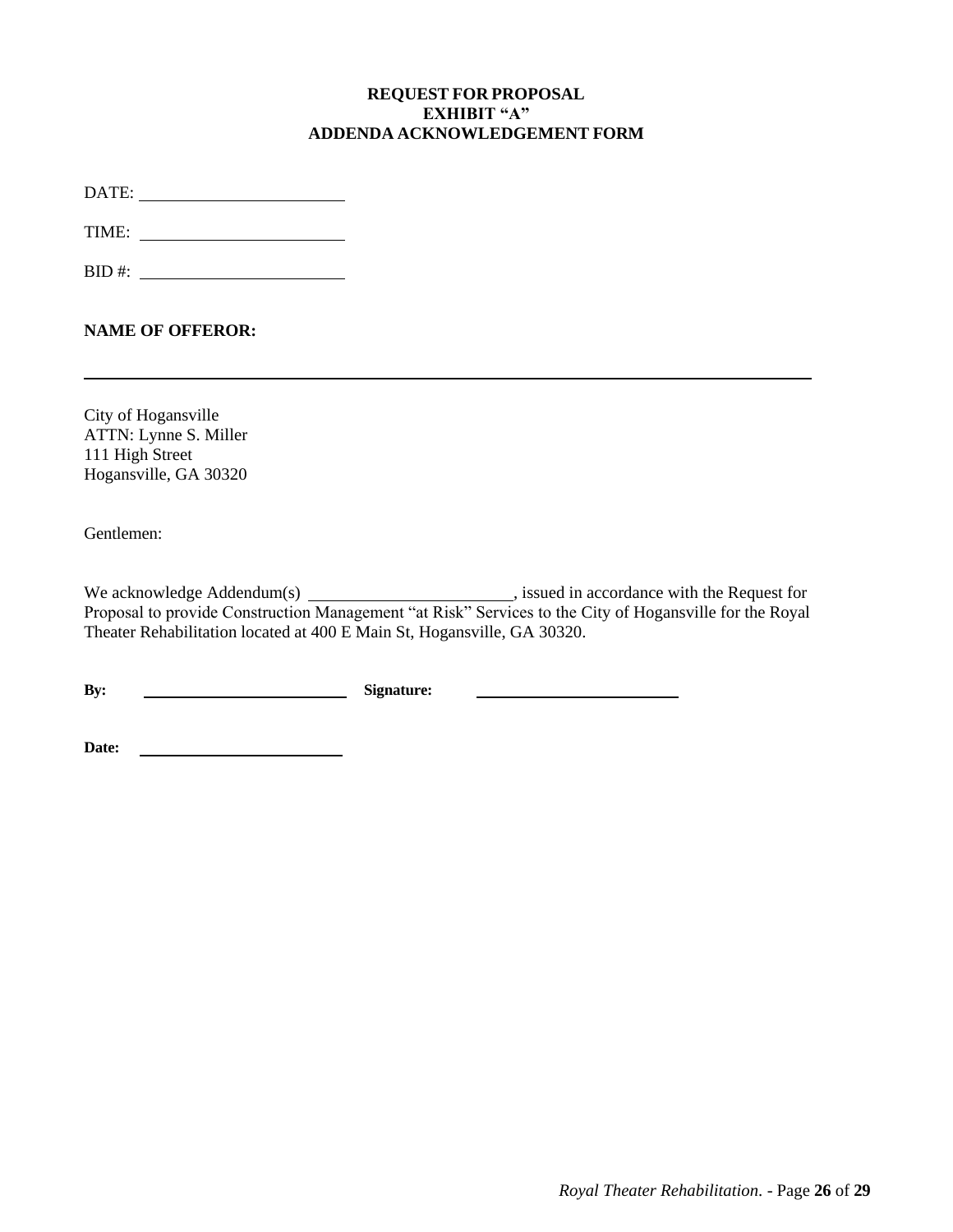**REQUEST FOR PROPOSAL**
**EXHIBIT "A"**
**ADDENDA ACKNOWLEDGEMENT FORM**

DATE: ______________________

TIME: ______________________

BID #: ______________________

**NAME OF OFFEROR:**

______________________________________________________________________________

City of Hogansville
ATTN: Lynne S. Miller
111 High Street
Hogansville, GA 30320

Gentlemen:

We acknowledge Addendum(s) ______________________, issued in accordance with the Request for Proposal to provide Construction Management "at Risk" Services to the City of Hogansville for the Royal Theater Rehabilitation located at 400 E Main St, Hogansville, GA 30320.

**By:** ______________________ **Signature:** ______________________

**Date:** ______________________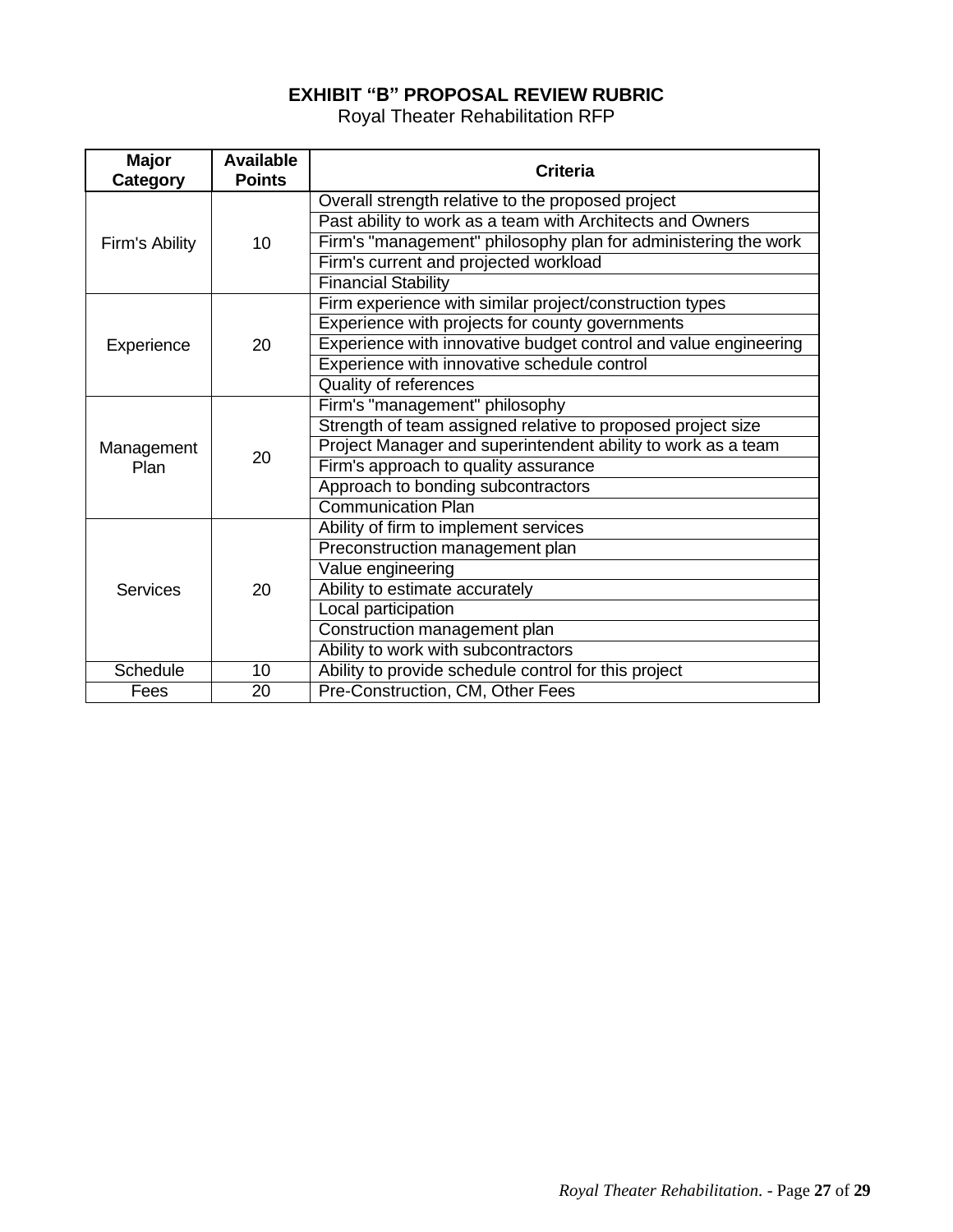# EXHIBIT "B" PROPOSAL REVIEW RUBRIC

Royal Theater Rehabilitation RFP

| Major Category | Available Points | Criteria |
|---|---|---|
| Firm's Ability | 10 | Overall strength relative to the proposed project |
| | | Past ability to work as a team with Architects and Owners |
| | | Firm's "management" philosophy plan for administering the work |
| | | Firm's current and projected workload |
| | | Financial Stability |
| Experience | 20 | Firm experience with similar project/construction types |
| | | Experience with projects for county governments |
| | | Experience with innovative budget control and value engineering |
| | | Experience with innovative schedule control |
| | | Quality of references |
| Management Plan | 20 | Firm's "management" philosophy |
| | | Strength of team assigned relative to proposed project size |
| | | Project Manager and superintendent ability to work as a team |
| | | Firm's approach to quality assurance |
| | | Approach to bonding subcontractors |
| | | Communication Plan |
| Services | 20 | Ability of firm to implement services |
| | | Preconstruction management plan |
| | | Value engineering |
| | | Ability to estimate accurately |
| | | Local participation |
| | | Construction management plan |
| | | Ability to work with subcontractors |
| Schedule | 10 | Ability to provide schedule control for this project |
| Fees | 20 | Pre-Construction, CM, Other Fees |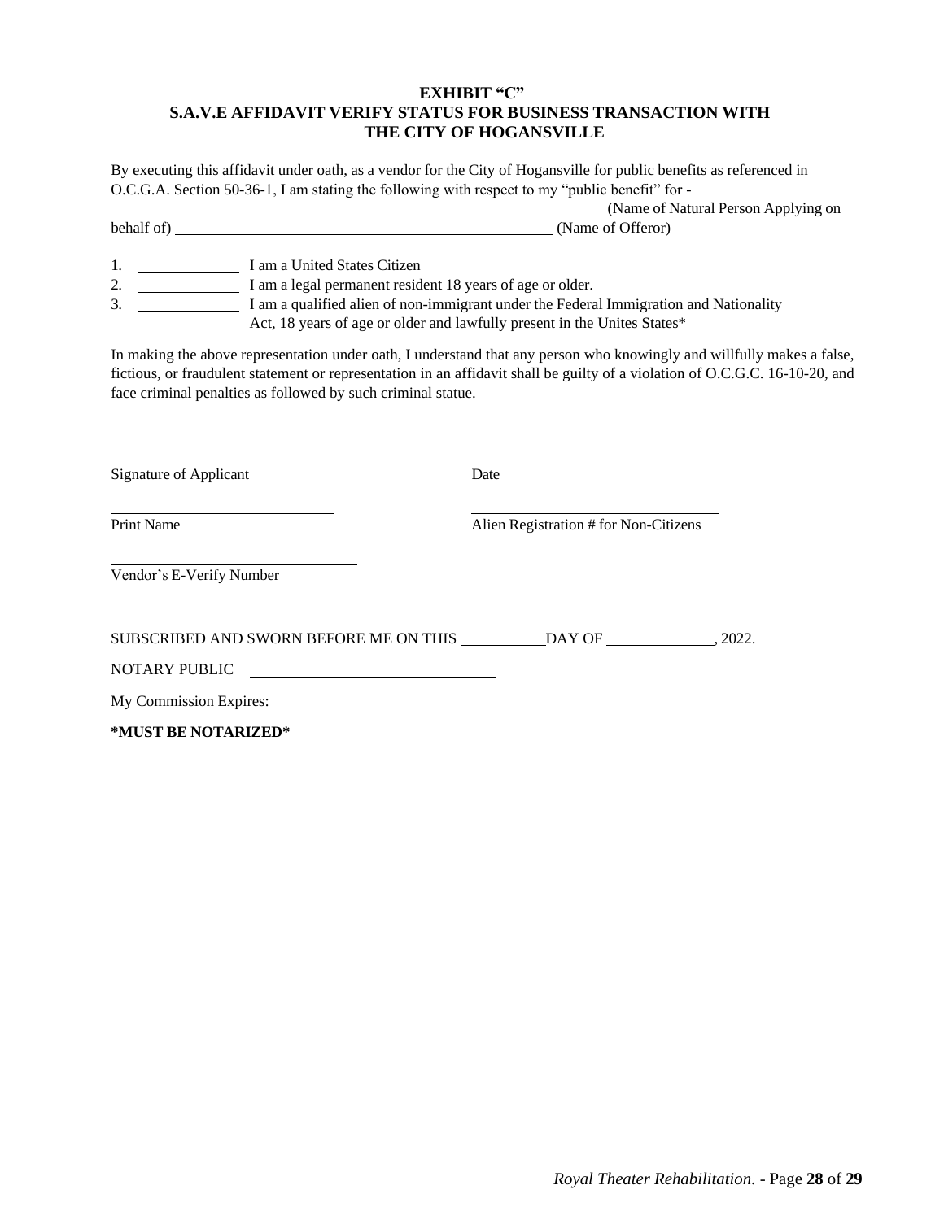**EXHIBIT "C"**
**S.A.V.E AFFIDAVIT VERIFY STATUS FOR BUSINESS TRANSACTION WITH THE CITY OF HOGANSVILLE**

By executing this affidavit under oath, as a vendor for the City of Hogansville for public benefits as referenced in O.C.G.A. Section 50-36-1, I am stating the following with respect to my "public benefit" for -

______________________________________________ (Name of Natural Person Applying on behalf of) ______________________________________ (Name of Offeror)

1. __________ I am a United States Citizen
2. __________ I am a legal permanent resident 18 years of age or older.
3. __________ I am a qualified alien of non-immigrant under the Federal Immigration and Nationality Act, 18 years of age or older and lawfully present in the Unites States*

In making the above representation under oath, I understand that any person who knowingly and willfully makes a false, fictious, or fraudulent statement or representation in an affidavit shall be guilty of a violation of O.C.G.C. 16-10-20, and face criminal penalties as followed by such criminal statue.

______________________________ 
Signature of Applicant

______________________________ 
Date

______________________________ 
Print Name

______________________________ 
Alien Registration # for Non-Citizens

______________________________ 
Vendor's E-Verify Number

SUBSCRIBED AND SWORN BEFORE ME ON THIS __________DAY OF ____________, 2022.

NOTARY PUBLIC ______________________________

My Commission Expires: ______________________________

**\*MUST BE NOTARIZED\***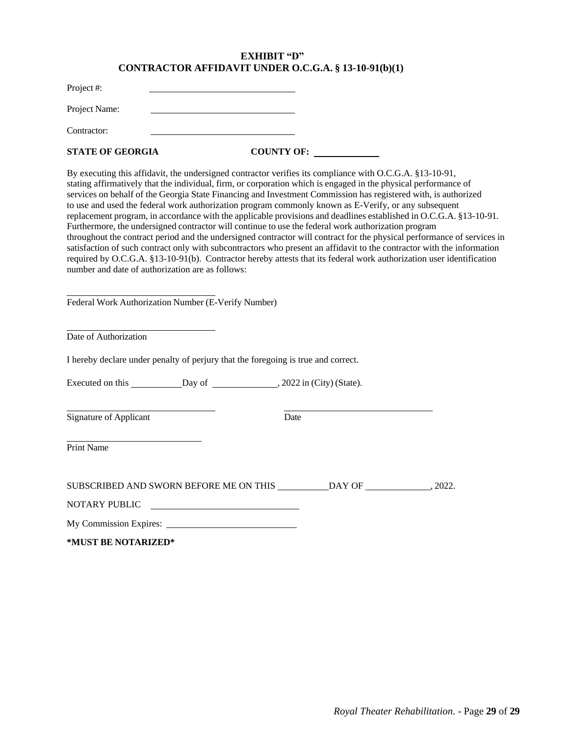**EXHIBIT "D"**
**CONTRACTOR AFFIDAVIT UNDER O.C.G.A. § 13-10-91(b)(1)**

Project #: ______________________________

Project Name: ______________________________

Contractor: ______________________________

**STATE OF GEORGIA** **COUNTY OF:** _____________

By executing this affidavit, the undersigned contractor verifies its compliance with O.C.G.A. §13-10-91, stating affirmatively that the individual, firm, or corporation which is engaged in the physical performance of services on behalf of the Georgia State Financing and Investment Commission has registered with, is authorized to use and used the federal work authorization program commonly known as E-Verify, or any subsequent replacement program, in accordance with the applicable provisions and deadlines established in O.C.G.A. §13-10-91. Furthermore, the undersigned contractor will continue to use the federal work authorization program throughout the contract period and the undersigned contractor will contract for the physical performance of services in satisfaction of such contract only with subcontractors who present an affidavit to the contractor with the information required by O.C.G.A. §13-10-91(b). Contractor hereby attests that its federal work authorization user identification number and date of authorization are as follows:

______________________________
Federal Work Authorization Number (E-Verify Number)

______________________________
Date of Authorization

I hereby declare under penalty of perjury that the foregoing is true and correct.

Executed on this __________ Day of _____________, 2022 in (City) (State).

______________________________ ______________________________
Signature of Applicant Date

______________________________
Print Name

SUBSCRIBED AND SWORN BEFORE ME ON THIS __________ DAY OF _____________, 2022.

NOTARY PUBLIC ______________________________

My Commission Expires: ______________________________

**\*MUST BE NOTARIZED\***